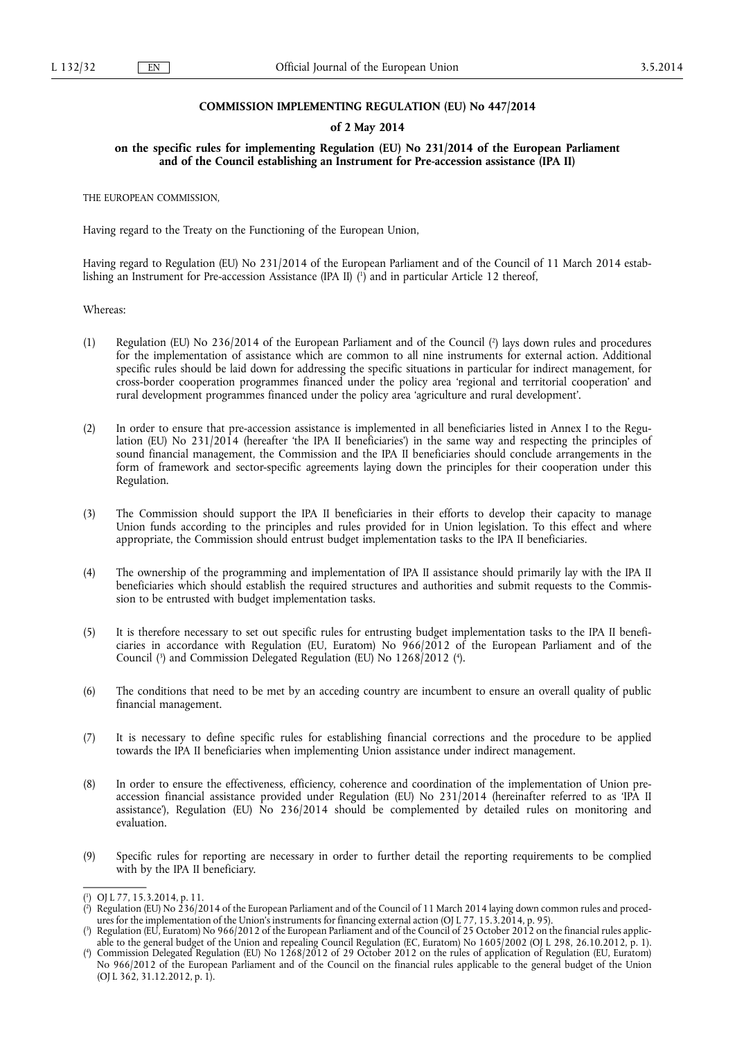**COMMISSION IMPLEMENTING REGULATION (EU) No 447/2014**

**of 2 May 2014**

**on the specific rules for implementing Regulation (EU) No 231/2014 of the European Parliament and of the Council establishing an Instrument for Pre-accession assistance (IPA II)**

THE EUROPEAN COMMISSION,

Having regard to the Treaty on the Functioning of the European Union,

Having regard to Regulation (EU) No 231/2014 of the European Parliament and of the Council of 11 March 2014 establishing an Instrument for Pre-accession Assistance (IPA II) [1] and in particular Article 12 thereof,

Whereas:

(1) Regulation (EU) No 236/2014 of the European Parliament and of the Council [2] lays down rules and procedures for the implementation of assistance which are common to all nine instruments for external action. Additional specific rules should be laid down for addressing the specific situations in particular for indirect management, for cross-border cooperation programmes financed under the policy area 'regional and territorial cooperation' and rural development programmes financed under the policy area 'agriculture and rural development'.

(2) In order to ensure that pre-accession assistance is implemented in all beneficiaries listed in Annex I to the Regulation (EU) No 231/2014 (hereafter 'the IPA II beneficiaries') in the same way and respecting the principles of sound financial management, the Commission and the IPA II beneficiaries should conclude arrangements in the form of framework and sector-specific agreements laying down the principles for their cooperation under this Regulation.

(3) The Commission should support the IPA II beneficiaries in their efforts to develop their capacity to manage Union funds according to the principles and rules provided for in Union legislation. To this effect and where appropriate, the Commission should entrust budget implementation tasks to the IPA II beneficiaries.

(4) The ownership of the programming and implementation of IPA II assistance should primarily lay with the IPA II beneficiaries which should establish the required structures and authorities and submit requests to the Commission to be entrusted with budget implementation tasks.

(5) It is therefore necessary to set out specific rules for entrusting budget implementation tasks to the IPA II beneficiaries in accordance with Regulation (EU, Euratom) No 966/2012 of the European Parliament and of the Council [3] and Commission Delegated Regulation (EU) No 1268/2012 [4].

(6) The conditions that need to be met by an acceding country are incumbent to ensure an overall quality of public financial management.

(7) It is necessary to define specific rules for establishing financial corrections and the procedure to be applied towards the IPA II beneficiaries when implementing Union assistance under indirect management.

(8) In order to ensure the effectiveness, efficiency, coherence and coordination of the implementation of Union pre-accession financial assistance provided under Regulation (EU) No 231/2014 (hereinafter referred to as 'IPA II assistance'), Regulation (EU) No 236/2014 should be complemented by detailed rules on monitoring and evaluation.

(9) Specific rules for reporting are necessary in order to further detail the reporting requirements to be complied with by the IPA II beneficiary.

---

[1] OJ L 77, 15.3.2014, p. 11.

[2] Regulation (EU) No 236/2014 of the European Parliament and of the Council of 11 March 2014 laying down common rules and procedures for the implementation of the Union's instruments for financing external action (OJ L 77, 15.3.2014, p. 95).

[3] Regulation (EU, Euratom) No 966/2012 of the European Parliament and of the Council of 25 October 2012 on the financial rules applicable to the general budget of the Union and repealing Council Regulation (EC, Euratom) No 1605/2002 (OJ L 298, 26.10.2012, p. 1).

[4] Commission Delegated Regulation (EU) No 1268/2012 of 29 October 2012 on the rules of application of Regulation (EU, Euratom) No 966/2012 of the European Parliament and of the Council on the financial rules applicable to the general budget of the Union (OJ L 362, 31.12.2012, p. 1).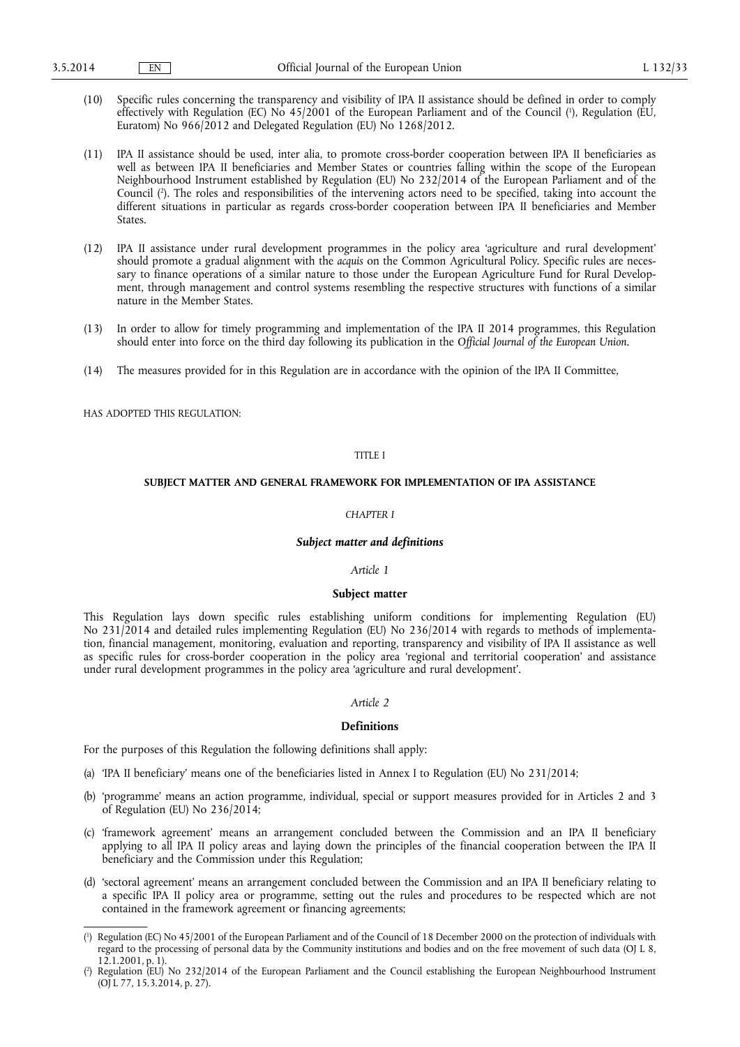(10) Specific rules concerning the transparency and visibility of IPA II assistance should be defined in order to comply effectively with Regulation (EC) No 45/2001 of the European Parliament and of the Council [1], Regulation (EU, Euratom) No 966/2012 and Delegated Regulation (EU) No 1268/2012.

(11) IPA II assistance should be used, inter alia, to promote cross-border cooperation between IPA II beneficiaries as well as between IPA II beneficiaries and Member States or countries falling within the scope of the European Neighbourhood Instrument established by Regulation (EU) No 232/2014 of the European Parliament and of the Council [2]. The roles and responsibilities of the intervening actors need to be specified, taking into account the different situations in particular as regards cross-border cooperation between IPA II beneficiaries and Member States.

(12) IPA II assistance under rural development programmes in the policy area 'agriculture and rural development' should promote a gradual alignment with the *acquis* on the Common Agricultural Policy. Specific rules are necessary to finance operations of a similar nature to those under the European Agriculture Fund for Rural Development, through management and control systems resembling the respective structures with functions of a similar nature in the Member States.

(13) In order to allow for timely programming and implementation of the IPA II 2014 programmes, this Regulation should enter into force on the third day following its publication in the *Official Journal of the European Union*.

(14) The measures provided for in this Regulation are in accordance with the opinion of the IPA II Committee,

HAS ADOPTED THIS REGULATION:

TITLE I

## SUBJECT MATTER AND GENERAL FRAMEWORK FOR IMPLEMENTATION OF IPA ASSISTANCE

*CHAPTER I*

### *Subject matter and definitions*

*Article 1*

#### Subject matter

This Regulation lays down specific rules establishing uniform conditions for implementing Regulation (EU) No 231/2014 and detailed rules implementing Regulation (EU) No 236/2014 with regards to methods of implementation, financial management, monitoring, evaluation and reporting, transparency and visibility of IPA II assistance as well as specific rules for cross-border cooperation in the policy area 'regional and territorial cooperation' and assistance under rural development programmes in the policy area 'agriculture and rural development'.

*Article 2*

#### Definitions

For the purposes of this Regulation the following definitions shall apply:

(a) 'IPA II beneficiary' means one of the beneficiaries listed in Annex I to Regulation (EU) No 231/2014;

(b) 'programme' means an action programme, individual, special or support measures provided for in Articles 2 and 3 of Regulation (EU) No 236/2014;

(c) 'framework agreement' means an arrangement concluded between the Commission and an IPA II beneficiary applying to all IPA II policy areas and laying down the principles of the financial cooperation between the IPA II beneficiary and the Commission under this Regulation;

(d) 'sectoral agreement' means an arrangement concluded between the Commission and an IPA II beneficiary relating to a specific IPA II policy area or programme, setting out the rules and procedures to be respected which are not contained in the framework agreement or financing agreements;

---

[1] Regulation (EC) No 45/2001 of the European Parliament and of the Council of 18 December 2000 on the protection of individuals with regard to the processing of personal data by the Community institutions and bodies and on the free movement of such data (OJ L 8, 12.1.2001, p. 1).

[2] Regulation (EU) No 232/2014 of the European Parliament and the Council establishing the European Neighbourhood Instrument (OJ L 77, 15.3.2014, p. 27).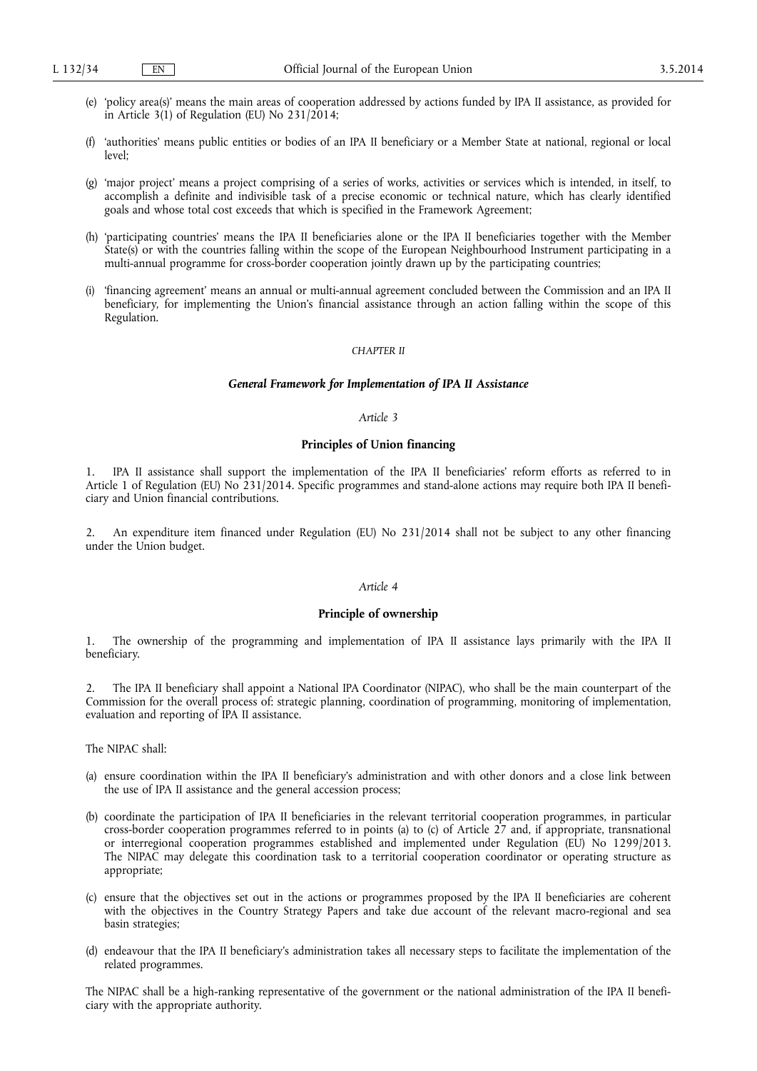(e) 'policy area(s)' means the main areas of cooperation addressed by actions funded by IPA II assistance, as provided for in Article 3(1) of Regulation (EU) No 231/2014;

(f) 'authorities' means public entities or bodies of an IPA II beneficiary or a Member State at national, regional or local level;

(g) 'major project' means a project comprising of a series of works, activities or services which is intended, in itself, to accomplish a definite and indivisible task of a precise economic or technical nature, which has clearly identified goals and whose total cost exceeds that which is specified in the Framework Agreement;

(h) 'participating countries' means the IPA II beneficiaries alone or the IPA II beneficiaries together with the Member State(s) or with the countries falling within the scope of the European Neighbourhood Instrument participating in a multi-annual programme for cross-border cooperation jointly drawn up by the participating countries;

(i) 'financing agreement' means an annual or multi-annual agreement concluded between the Commission and an IPA II beneficiary, for implementing the Union's financial assistance through an action falling within the scope of this Regulation.

## *CHAPTER II*

## ***General Framework for Implementation of IPA II Assistance***

### *Article 3*

### **Principles of Union financing**

1. IPA II assistance shall support the implementation of the IPA II beneficiaries' reform efforts as referred to in Article 1 of Regulation (EU) No 231/2014. Specific programmes and stand-alone actions may require both IPA II beneficiary and Union financial contributions.

2. An expenditure item financed under Regulation (EU) No 231/2014 shall not be subject to any other financing under the Union budget.

### *Article 4*

### **Principle of ownership**

1. The ownership of the programming and implementation of IPA II assistance lays primarily with the IPA II beneficiary.

2. The IPA II beneficiary shall appoint a National IPA Coordinator (NIPAC), who shall be the main counterpart of the Commission for the overall process of: strategic planning, coordination of programming, monitoring of implementation, evaluation and reporting of IPA II assistance.

The NIPAC shall:

(a) ensure coordination within the IPA II beneficiary's administration and with other donors and a close link between the use of IPA II assistance and the general accession process;

(b) coordinate the participation of IPA II beneficiaries in the relevant territorial cooperation programmes, in particular cross-border cooperation programmes referred to in points (a) to (c) of Article 27 and, if appropriate, transnational or interregional cooperation programmes established and implemented under Regulation (EU) No 1299/2013. The NIPAC may delegate this coordination task to a territorial cooperation coordinator or operating structure as appropriate;

(c) ensure that the objectives set out in the actions or programmes proposed by the IPA II beneficiaries are coherent with the objectives in the Country Strategy Papers and take due account of the relevant macro-regional and sea basin strategies;

(d) endeavour that the IPA II beneficiary's administration takes all necessary steps to facilitate the implementation of the related programmes.

The NIPAC shall be a high-ranking representative of the government or the national administration of the IPA II beneficiary with the appropriate authority.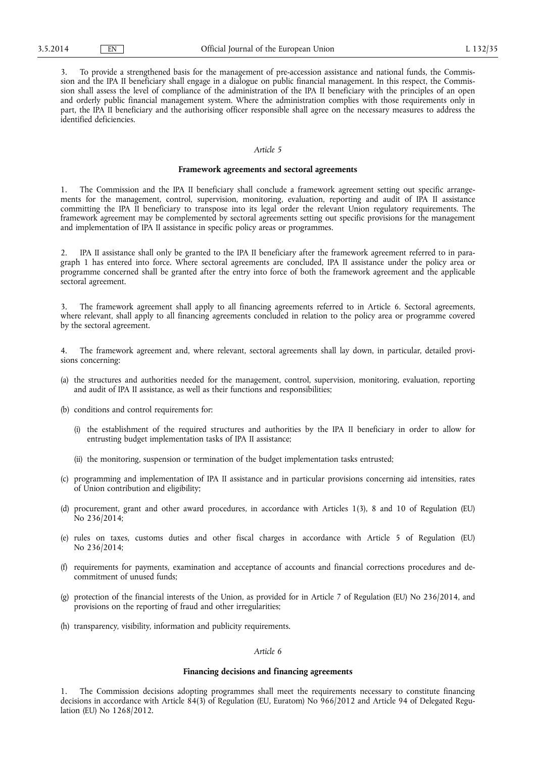3. To provide a strengthened basis for the management of pre-accession assistance and national funds, the Commission and the IPA II beneficiary shall engage in a dialogue on public financial management. In this respect, the Commission shall assess the level of compliance of the administration of the IPA II beneficiary with the principles of an open and orderly public financial management system. Where the administration complies with those requirements only in part, the IPA II beneficiary and the authorising officer responsible shall agree on the necessary measures to address the identified deficiencies.

*Article 5*

**Framework agreements and sectoral agreements**

1. The Commission and the IPA II beneficiary shall conclude a framework agreement setting out specific arrangements for the management, control, supervision, monitoring, evaluation, reporting and audit of IPA II assistance committing the IPA II beneficiary to transpose into its legal order the relevant Union regulatory requirements. The framework agreement may be complemented by sectoral agreements setting out specific provisions for the management and implementation of IPA II assistance in specific policy areas or programmes.

2. IPA II assistance shall only be granted to the IPA II beneficiary after the framework agreement referred to in paragraph 1 has entered into force. Where sectoral agreements are concluded, IPA II assistance under the policy area or programme concerned shall be granted after the entry into force of both the framework agreement and the applicable sectoral agreement.

3. The framework agreement shall apply to all financing agreements referred to in Article 6. Sectoral agreements, where relevant, shall apply to all financing agreements concluded in relation to the policy area or programme covered by the sectoral agreement.

4. The framework agreement and, where relevant, sectoral agreements shall lay down, in particular, detailed provisions concerning:

(a) the structures and authorities needed for the management, control, supervision, monitoring, evaluation, reporting and audit of IPA II assistance, as well as their functions and responsibilities;

(b) conditions and control requirements for:

   (i) the establishment of the required structures and authorities by the IPA II beneficiary in order to allow for entrusting budget implementation tasks of IPA II assistance;

   (ii) the monitoring, suspension or termination of the budget implementation tasks entrusted;

(c) programming and implementation of IPA II assistance and in particular provisions concerning aid intensities, rates of Union contribution and eligibility;

(d) procurement, grant and other award procedures, in accordance with Articles 1(3), 8 and 10 of Regulation (EU) No 236/2014;

(e) rules on taxes, customs duties and other fiscal charges in accordance with Article 5 of Regulation (EU) No 236/2014;

(f) requirements for payments, examination and acceptance of accounts and financial corrections procedures and decommitment of unused funds;

(g) protection of the financial interests of the Union, as provided for in Article 7 of Regulation (EU) No 236/2014, and provisions on the reporting of fraud and other irregularities;

(h) transparency, visibility, information and publicity requirements.

*Article 6*

**Financing decisions and financing agreements**

1. The Commission decisions adopting programmes shall meet the requirements necessary to constitute financing decisions in accordance with Article 84(3) of Regulation (EU, Euratom) No 966/2012 and Article 94 of Delegated Regulation (EU) No 1268/2012.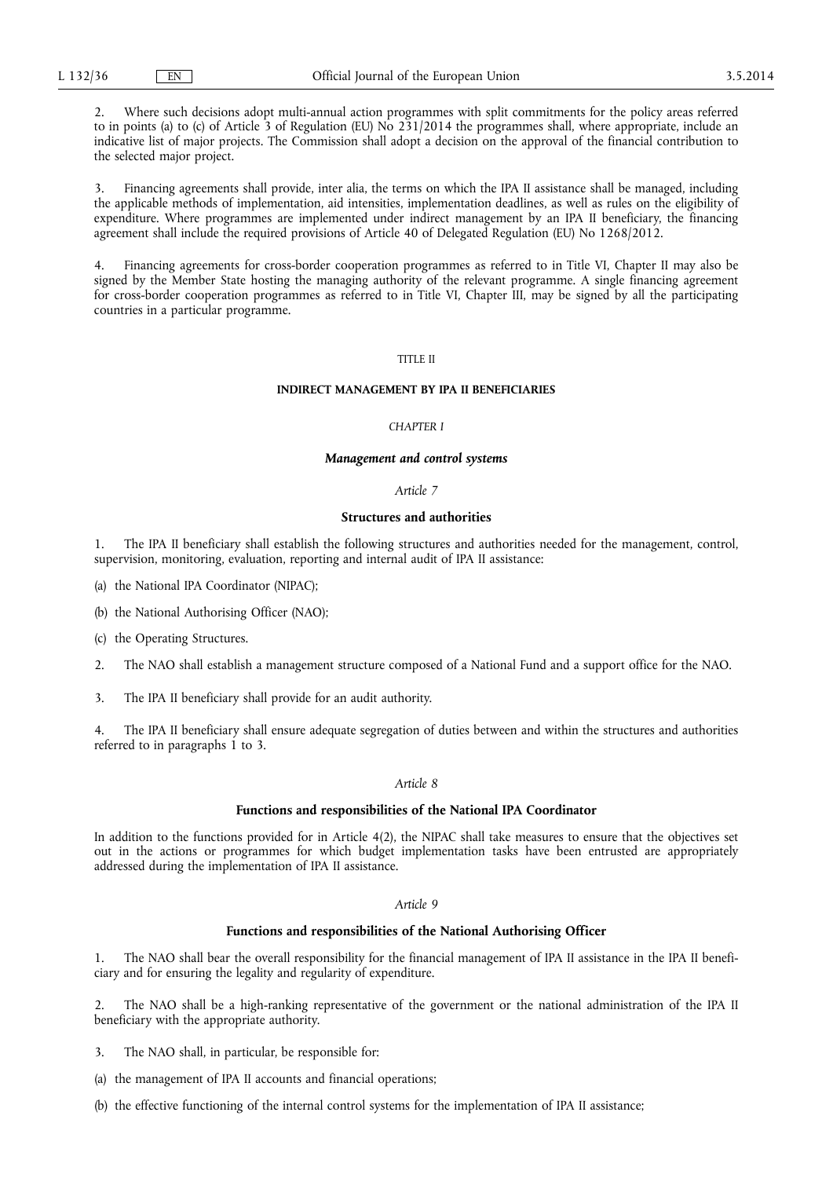2. Where such decisions adopt multi-annual action programmes with split commitments for the policy areas referred to in points (a) to (c) of Article 3 of Regulation (EU) No 231/2014 the programmes shall, where appropriate, include an indicative list of major projects. The Commission shall adopt a decision on the approval of the financial contribution to the selected major project.

3. Financing agreements shall provide, inter alia, the terms on which the IPA II assistance shall be managed, including the applicable methods of implementation, aid intensities, implementation deadlines, as well as rules on the eligibility of expenditure. Where programmes are implemented under indirect management by an IPA II beneficiary, the financing agreement shall include the required provisions of Article 40 of Delegated Regulation (EU) No 1268/2012.

4. Financing agreements for cross-border cooperation programmes as referred to in Title VI, Chapter II may also be signed by the Member State hosting the managing authority of the relevant programme. A single financing agreement for cross-border cooperation programmes as referred to in Title VI, Chapter III, may be signed by all the participating countries in a particular programme.

# TITLE II

# INDIRECT MANAGEMENT BY IPA II BENEFICIARIES

## *CHAPTER I*

## ***Management and control systems***

### *Article 7*

### **Structures and authorities**

1. The IPA II beneficiary shall establish the following structures and authorities needed for the management, control, supervision, monitoring, evaluation, reporting and internal audit of IPA II assistance:

(a) the National IPA Coordinator (NIPAC);

(b) the National Authorising Officer (NAO);

(c) the Operating Structures.

2. The NAO shall establish a management structure composed of a National Fund and a support office for the NAO.

3. The IPA II beneficiary shall provide for an audit authority.

4. The IPA II beneficiary shall ensure adequate segregation of duties between and within the structures and authorities referred to in paragraphs 1 to 3.

### *Article 8*

### **Functions and responsibilities of the National IPA Coordinator**

In addition to the functions provided for in Article 4(2), the NIPAC shall take measures to ensure that the objectives set out in the actions or programmes for which budget implementation tasks have been entrusted are appropriately addressed during the implementation of IPA II assistance.

### *Article 9*

### **Functions and responsibilities of the National Authorising Officer**

1. The NAO shall bear the overall responsibility for the financial management of IPA II assistance in the IPA II beneficiary and for ensuring the legality and regularity of expenditure.

2. The NAO shall be a high-ranking representative of the government or the national administration of the IPA II beneficiary with the appropriate authority.

3. The NAO shall, in particular, be responsible for:

(a) the management of IPA II accounts and financial operations;

(b) the effective functioning of the internal control systems for the implementation of IPA II assistance;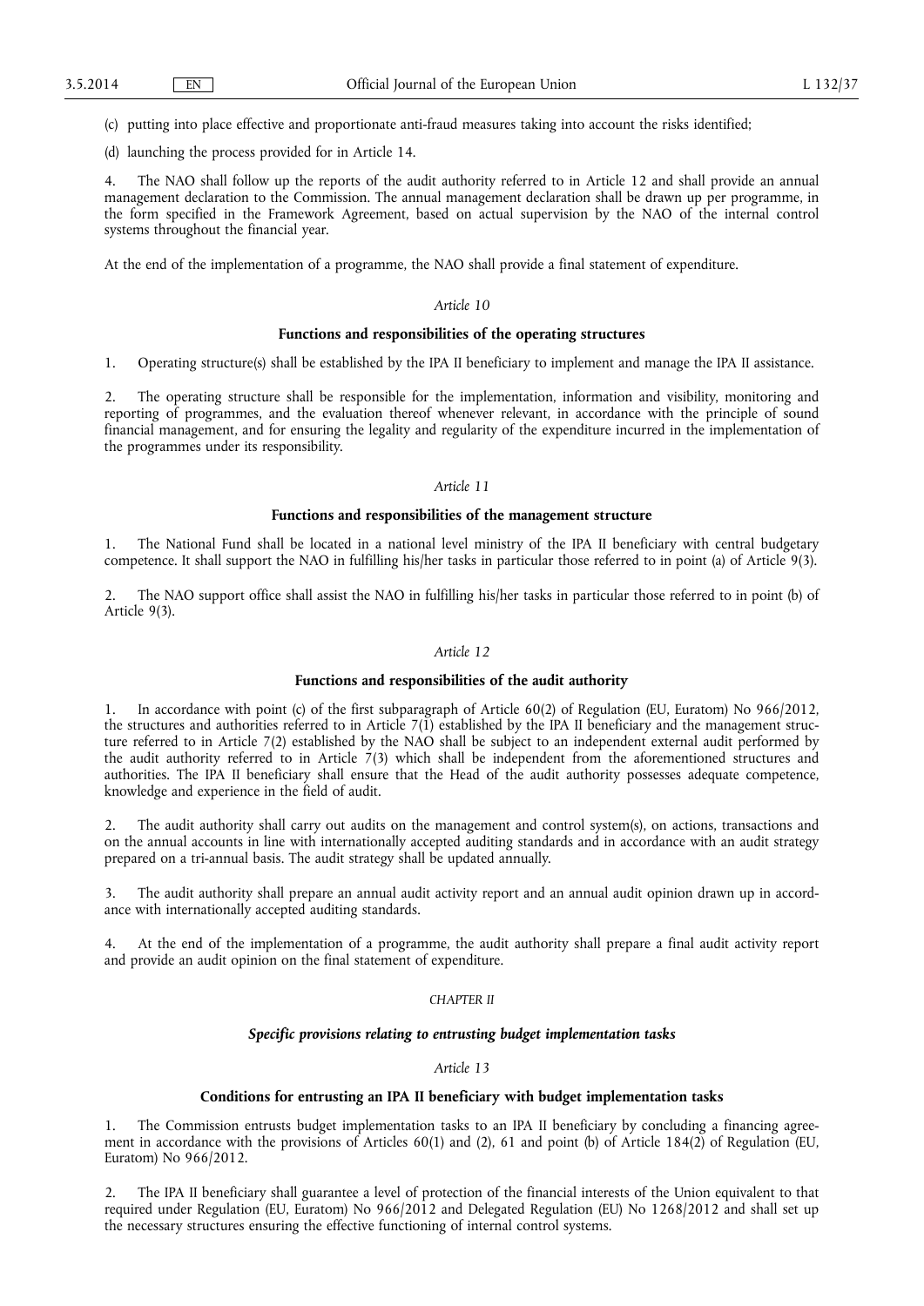(c) putting into place effective and proportionate anti-fraud measures taking into account the risks identified;

(d) launching the process provided for in Article 14.

4. The NAO shall follow up the reports of the audit authority referred to in Article 12 and shall provide an annual management declaration to the Commission. The annual management declaration shall be drawn up per programme, in the form specified in the Framework Agreement, based on actual supervision by the NAO of the internal control systems throughout the financial year.

At the end of the implementation of a programme, the NAO shall provide a final statement of expenditure.

*Article 10*

**Functions and responsibilities of the operating structures**

1. Operating structure(s) shall be established by the IPA II beneficiary to implement and manage the IPA II assistance.

2. The operating structure shall be responsible for the implementation, information and visibility, monitoring and reporting of programmes, and the evaluation thereof whenever relevant, in accordance with the principle of sound financial management, and for ensuring the legality and regularity of the expenditure incurred in the implementation of the programmes under its responsibility.

*Article 11*

**Functions and responsibilities of the management structure**

1. The National Fund shall be located in a national level ministry of the IPA II beneficiary with central budgetary competence. It shall support the NAO in fulfilling his/her tasks in particular those referred to in point (a) of Article 9(3).

2. The NAO support office shall assist the NAO in fulfilling his/her tasks in particular those referred to in point (b) of Article 9(3).

*Article 12*

**Functions and responsibilities of the audit authority**

1. In accordance with point (c) of the first subparagraph of Article 60(2) of Regulation (EU, Euratom) No 966/2012, the structures and authorities referred to in Article 7(1) established by the IPA II beneficiary and the management structure referred to in Article 7(2) established by the NAO shall be subject to an independent external audit performed by the audit authority referred to in Article 7(3) which shall be independent from the aforementioned structures and authorities. The IPA II beneficiary shall ensure that the Head of the audit authority possesses adequate competence, knowledge and experience in the field of audit.

2. The audit authority shall carry out audits on the management and control system(s), on actions, transactions and on the annual accounts in line with internationally accepted auditing standards and in accordance with an audit strategy prepared on a tri-annual basis. The audit strategy shall be updated annually.

3. The audit authority shall prepare an annual audit activity report and an annual audit opinion drawn up in accordance with internationally accepted auditing standards.

4. At the end of the implementation of a programme, the audit authority shall prepare a final audit activity report and provide an audit opinion on the final statement of expenditure.

*CHAPTER II*

***Specific provisions relating to entrusting budget implementation tasks***

*Article 13*

**Conditions for entrusting an IPA II beneficiary with budget implementation tasks**

1. The Commission entrusts budget implementation tasks to an IPA II beneficiary by concluding a financing agreement in accordance with the provisions of Articles 60(1) and (2), 61 and point (b) of Article 184(2) of Regulation (EU, Euratom) No 966/2012.

2. The IPA II beneficiary shall guarantee a level of protection of the financial interests of the Union equivalent to that required under Regulation (EU, Euratom) No 966/2012 and Delegated Regulation (EU) No 1268/2012 and shall set up the necessary structures ensuring the effective functioning of internal control systems.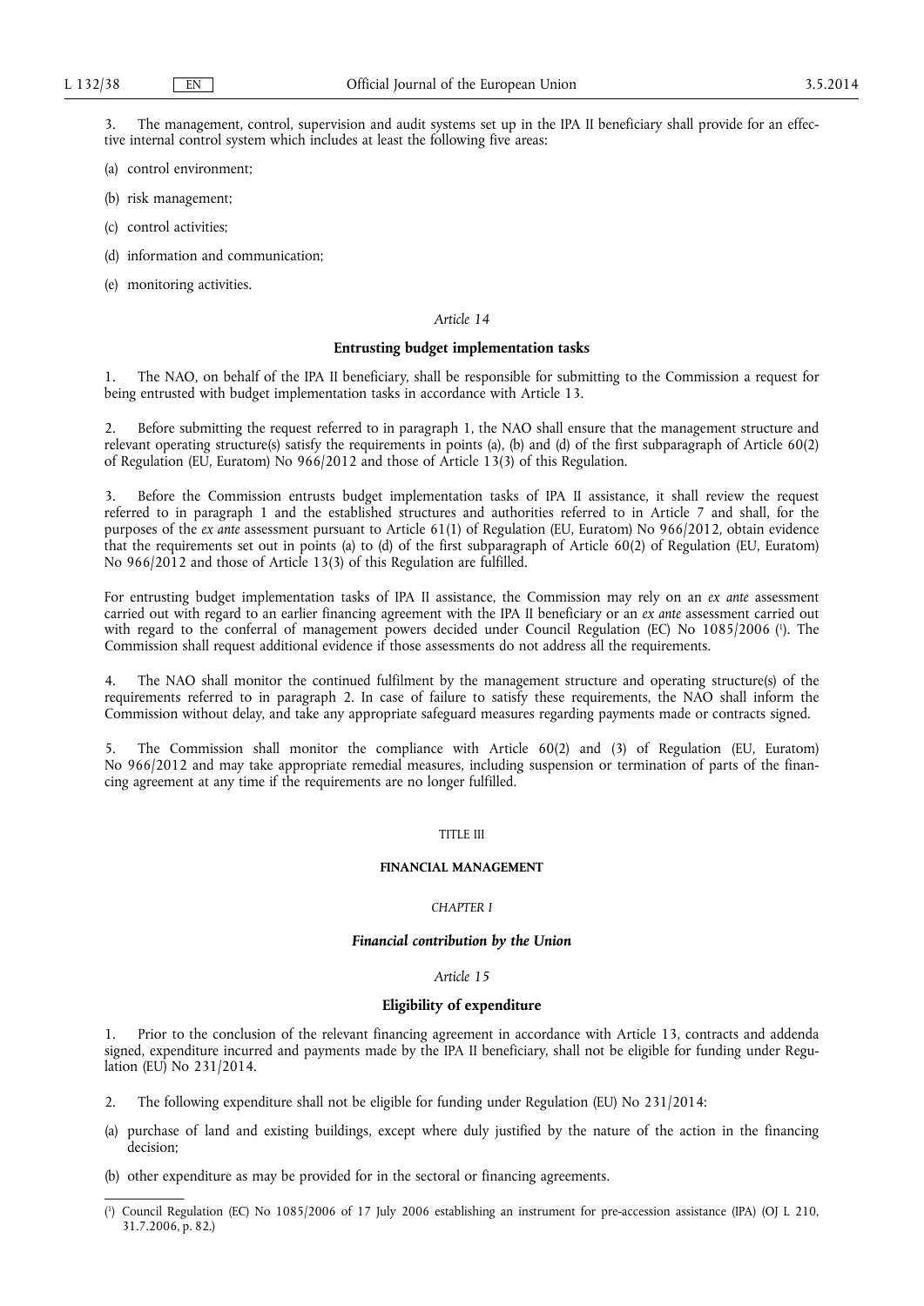3. The management, control, supervision and audit systems set up in the IPA II beneficiary shall provide for an effective internal control system which includes at least the following five areas:

(a) control environment;

(b) risk management;

(c) control activities;

(d) information and communication;

(e) monitoring activities.

*Article 14*

**Entrusting budget implementation tasks**

1. The NAO, on behalf of the IPA II beneficiary, shall be responsible for submitting to the Commission a request for being entrusted with budget implementation tasks in accordance with Article 13.

2. Before submitting the request referred to in paragraph 1, the NAO shall ensure that the management structure and relevant operating structure(s) satisfy the requirements in points (a), (b) and (d) of the first subparagraph of Article 60(2) of Regulation (EU, Euratom) No 966/2012 and those of Article 13(3) of this Regulation.

3. Before the Commission entrusts budget implementation tasks of IPA II assistance, it shall review the request referred to in paragraph 1 and the established structures and authorities referred to in Article 7 and shall, for the purposes of the *ex ante* assessment pursuant to Article 61(1) of Regulation (EU, Euratom) No 966/2012, obtain evidence that the requirements set out in points (a) to (d) of the first subparagraph of Article 60(2) of Regulation (EU, Euratom) No 966/2012 and those of Article 13(3) of this Regulation are fulfilled.

For entrusting budget implementation tasks of IPA II assistance, the Commission may rely on an *ex ante* assessment carried out with regard to an earlier financing agreement with the IPA II beneficiary or an *ex ante* assessment carried out with regard to the conferral of management powers decided under Council Regulation (EC) No 1085/2006 [1]. The Commission shall request additional evidence if those assessments do not address all the requirements.

4. The NAO shall monitor the continued fulfilment by the management structure and operating structure(s) of the requirements referred to in paragraph 2. In case of failure to satisfy these requirements, the NAO shall inform the Commission without delay, and take any appropriate safeguard measures regarding payments made or contracts signed.

5. The Commission shall monitor the compliance with Article 60(2) and (3) of Regulation (EU, Euratom) No 966/2012 and may take appropriate remedial measures, including suspension or termination of parts of the financing agreement at any time if the requirements are no longer fulfilled.

TITLE III

**FINANCIAL MANAGEMENT**

*CHAPTER I*

***Financial contribution by the Union***

*Article 15*

**Eligibility of expenditure**

1. Prior to the conclusion of the relevant financing agreement in accordance with Article 13, contracts and addenda signed, expenditure incurred and payments made by the IPA II beneficiary, shall not be eligible for funding under Regulation (EU) No 231/2014.

2. The following expenditure shall not be eligible for funding under Regulation (EU) No 231/2014:

(a) purchase of land and existing buildings, except where duly justified by the nature of the action in the financing decision;

(b) other expenditure as may be provided for in the sectoral or financing agreements.

---

[1] Council Regulation (EC) No 1085/2006 of 17 July 2006 establishing an instrument for pre-accession assistance (IPA) (OJ L 210, 31.7.2006, p. 82.)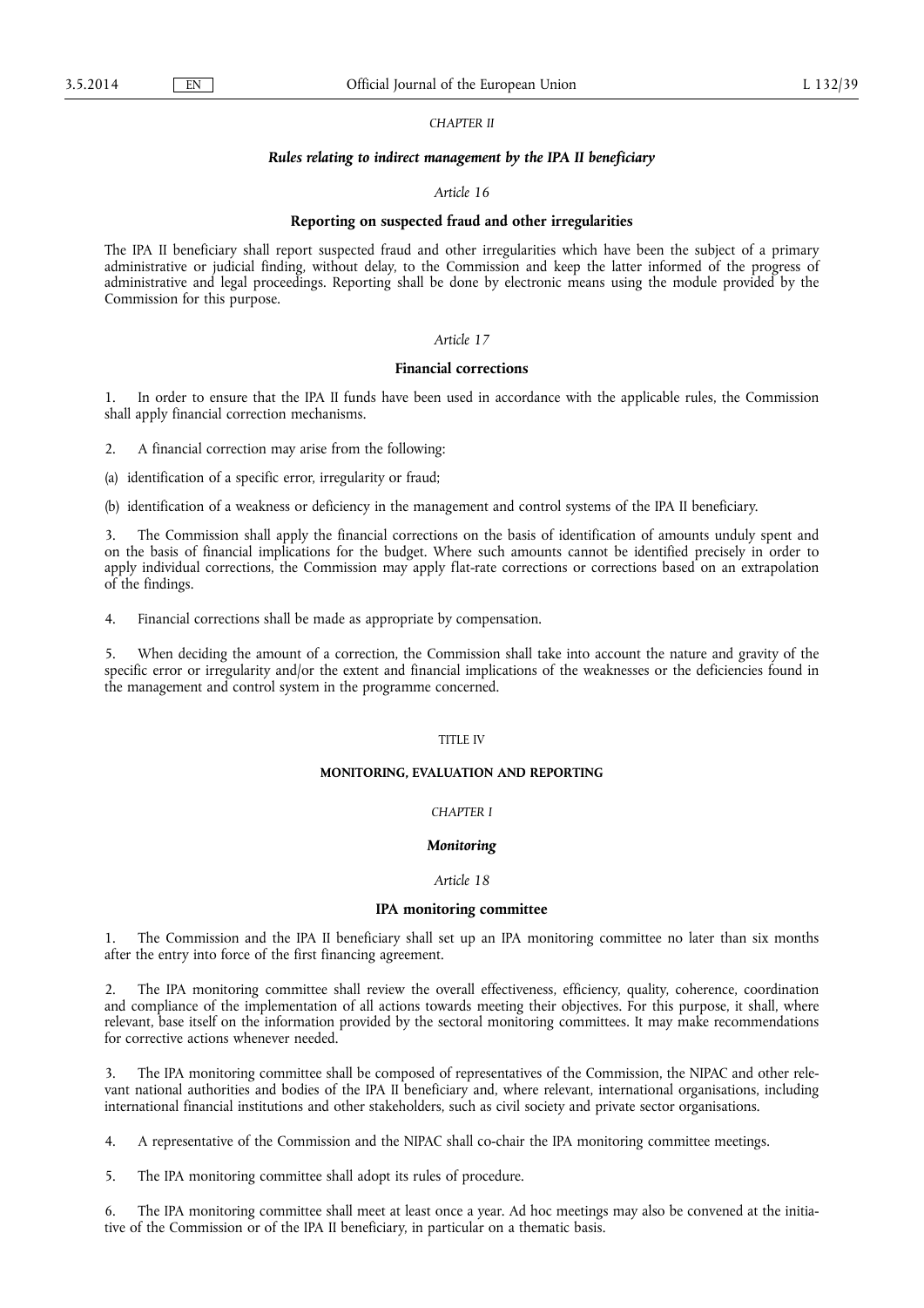*CHAPTER II*

***Rules relating to indirect management by the IPA II beneficiary***

*Article 16*

**Reporting on suspected fraud and other irregularities**

The IPA II beneficiary shall report suspected fraud and other irregularities which have been the subject of a primary administrative or judicial finding, without delay, to the Commission and keep the latter informed of the progress of administrative and legal proceedings. Reporting shall be done by electronic means using the module provided by the Commission for this purpose.

*Article 17*

**Financial corrections**

1. In order to ensure that the IPA II funds have been used in accordance with the applicable rules, the Commission shall apply financial correction mechanisms.

2. A financial correction may arise from the following:

(a) identification of a specific error, irregularity or fraud;

(b) identification of a weakness or deficiency in the management and control systems of the IPA II beneficiary.

3. The Commission shall apply the financial corrections on the basis of identification of amounts unduly spent and on the basis of financial implications for the budget. Where such amounts cannot be identified precisely in order to apply individual corrections, the Commission may apply flat-rate corrections or corrections based on an extrapolation of the findings.

4. Financial corrections shall be made as appropriate by compensation.

5. When deciding the amount of a correction, the Commission shall take into account the nature and gravity of the specific error or irregularity and/or the extent and financial implications of the weaknesses or the deficiencies found in the management and control system in the programme concerned.

TITLE IV

**MONITORING, EVALUATION AND REPORTING**

*CHAPTER I*

***Monitoring***

*Article 18*

**IPA monitoring committee**

1. The Commission and the IPA II beneficiary shall set up an IPA monitoring committee no later than six months after the entry into force of the first financing agreement.

2. The IPA monitoring committee shall review the overall effectiveness, efficiency, quality, coherence, coordination and compliance of the implementation of all actions towards meeting their objectives. For this purpose, it shall, where relevant, base itself on the information provided by the sectoral monitoring committees. It may make recommendations for corrective actions whenever needed.

3. The IPA monitoring committee shall be composed of representatives of the Commission, the NIPAC and other relevant national authorities and bodies of the IPA II beneficiary and, where relevant, international organisations, including international financial institutions and other stakeholders, such as civil society and private sector organisations.

4. A representative of the Commission and the NIPAC shall co-chair the IPA monitoring committee meetings.

5. The IPA monitoring committee shall adopt its rules of procedure.

6. The IPA monitoring committee shall meet at least once a year. Ad hoc meetings may also be convened at the initiative of the Commission or of the IPA II beneficiary, in particular on a thematic basis.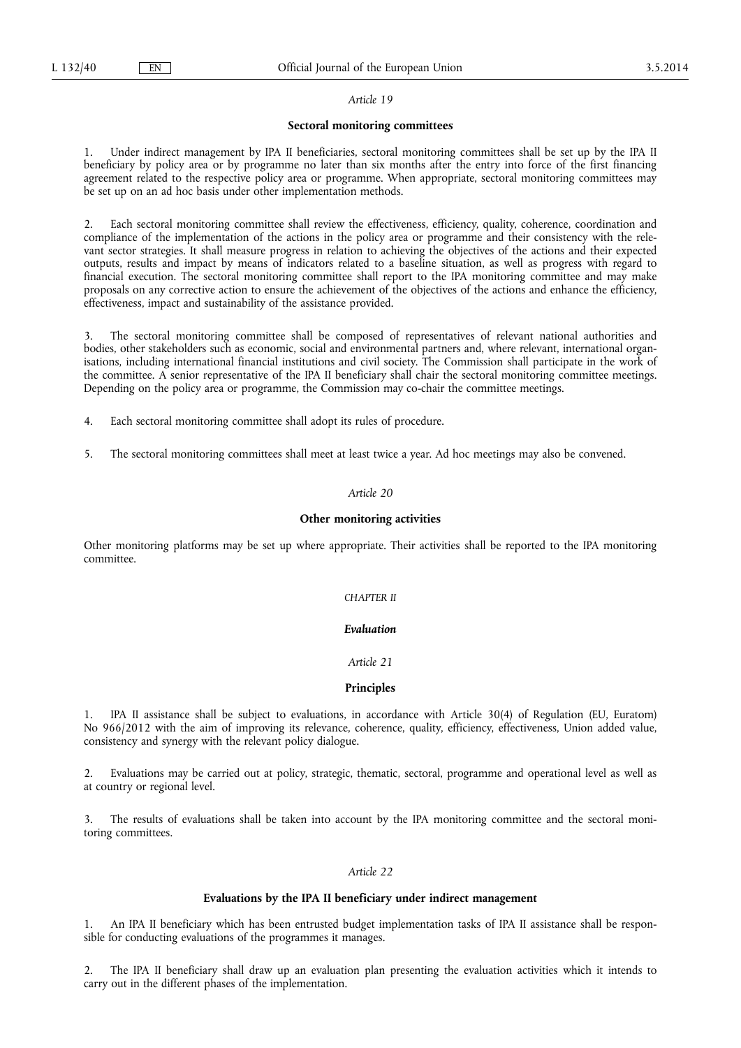*Article 19*

### Sectoral monitoring committees

1. Under indirect management by IPA II beneficiaries, sectoral monitoring committees shall be set up by the IPA II beneficiary by policy area or by programme no later than six months after the entry into force of the first financing agreement related to the respective policy area or programme. When appropriate, sectoral monitoring committees may be set up on an ad hoc basis under other implementation methods.

2. Each sectoral monitoring committee shall review the effectiveness, efficiency, quality, coherence, coordination and compliance of the implementation of the actions in the policy area or programme and their consistency with the relevant sector strategies. It shall measure progress in relation to achieving the objectives of the actions and their expected outputs, results and impact by means of indicators related to a baseline situation, as well as progress with regard to financial execution. The sectoral monitoring committee shall report to the IPA monitoring committee and may make proposals on any corrective action to ensure the achievement of the objectives of the actions and enhance the efficiency, effectiveness, impact and sustainability of the assistance provided.

3. The sectoral monitoring committee shall be composed of representatives of relevant national authorities and bodies, other stakeholders such as economic, social and environmental partners and, where relevant, international organisations, including international financial institutions and civil society. The Commission shall participate in the work of the committee. A senior representative of the IPA II beneficiary shall chair the sectoral monitoring committee meetings. Depending on the policy area or programme, the Commission may co-chair the committee meetings.

4. Each sectoral monitoring committee shall adopt its rules of procedure.

5. The sectoral monitoring committees shall meet at least twice a year. Ad hoc meetings may also be convened.

*Article 20*

### Other monitoring activities

Other monitoring platforms may be set up where appropriate. Their activities shall be reported to the IPA monitoring committee.

*CHAPTER II*

## *Evaluation*

*Article 21*

### Principles

1. IPA II assistance shall be subject to evaluations, in accordance with Article 30(4) of Regulation (EU, Euratom) No 966/2012 with the aim of improving its relevance, coherence, quality, efficiency, effectiveness, Union added value, consistency and synergy with the relevant policy dialogue.

2. Evaluations may be carried out at policy, strategic, thematic, sectoral, programme and operational level as well as at country or regional level.

3. The results of evaluations shall be taken into account by the IPA monitoring committee and the sectoral monitoring committees.

*Article 22*

### Evaluations by the IPA II beneficiary under indirect management

1. An IPA II beneficiary which has been entrusted budget implementation tasks of IPA II assistance shall be responsible for conducting evaluations of the programmes it manages.

2. The IPA II beneficiary shall draw up an evaluation plan presenting the evaluation activities which it intends to carry out in the different phases of the implementation.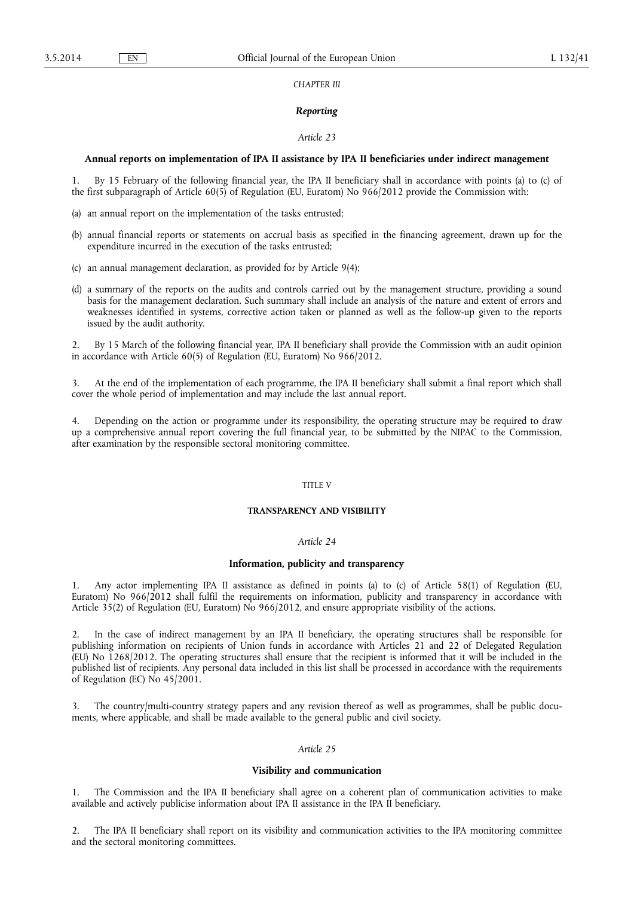*CHAPTER III*

## *Reporting*

*Article 23*

### Annual reports on implementation of IPA II assistance by IPA II beneficiaries under indirect management

1. By 15 February of the following financial year, the IPA II beneficiary shall in accordance with points (a) to (c) of the first subparagraph of Article 60(5) of Regulation (EU, Euratom) No 966/2012 provide the Commission with:

(a) an annual report on the implementation of the tasks entrusted;

(b) annual financial reports or statements on accrual basis as specified in the financing agreement, drawn up for the expenditure incurred in the execution of the tasks entrusted;

(c) an annual management declaration, as provided for by Article 9(4);

(d) a summary of the reports on the audits and controls carried out by the management structure, providing a sound basis for the management declaration. Such summary shall include an analysis of the nature and extent of errors and weaknesses identified in systems, corrective action taken or planned as well as the follow-up given to the reports issued by the audit authority.

2. By 15 March of the following financial year, IPA II beneficiary shall provide the Commission with an audit opinion in accordance with Article 60(5) of Regulation (EU, Euratom) No 966/2012.

3. At the end of the implementation of each programme, the IPA II beneficiary shall submit a final report which shall cover the whole period of implementation and may include the last annual report.

4. Depending on the action or programme under its responsibility, the operating structure may be required to draw up a comprehensive annual report covering the full financial year, to be submitted by the NIPAC to the Commission, after examination by the responsible sectoral monitoring committee.

TITLE V

# TRANSPARENCY AND VISIBILITY

*Article 24*

### Information, publicity and transparency

1. Any actor implementing IPA II assistance as defined in points (a) to (c) of Article 58(1) of Regulation (EU, Euratom) No 966/2012 shall fulfil the requirements on information, publicity and transparency in accordance with Article 35(2) of Regulation (EU, Euratom) No 966/2012, and ensure appropriate visibility of the actions.

2. In the case of indirect management by an IPA II beneficiary, the operating structures shall be responsible for publishing information on recipients of Union funds in accordance with Articles 21 and 22 of Delegated Regulation (EU) No 1268/2012. The operating structures shall ensure that the recipient is informed that it will be included in the published list of recipients. Any personal data included in this list shall be processed in accordance with the requirements of Regulation (EC) No 45/2001.

3. The country/multi-country strategy papers and any revision thereof as well as programmes, shall be public documents, where applicable, and shall be made available to the general public and civil society.

*Article 25*

### Visibility and communication

1. The Commission and the IPA II beneficiary shall agree on a coherent plan of communication activities to make available and actively publicise information about IPA II assistance in the IPA II beneficiary.

2. The IPA II beneficiary shall report on its visibility and communication activities to the IPA monitoring committee and the sectoral monitoring committees.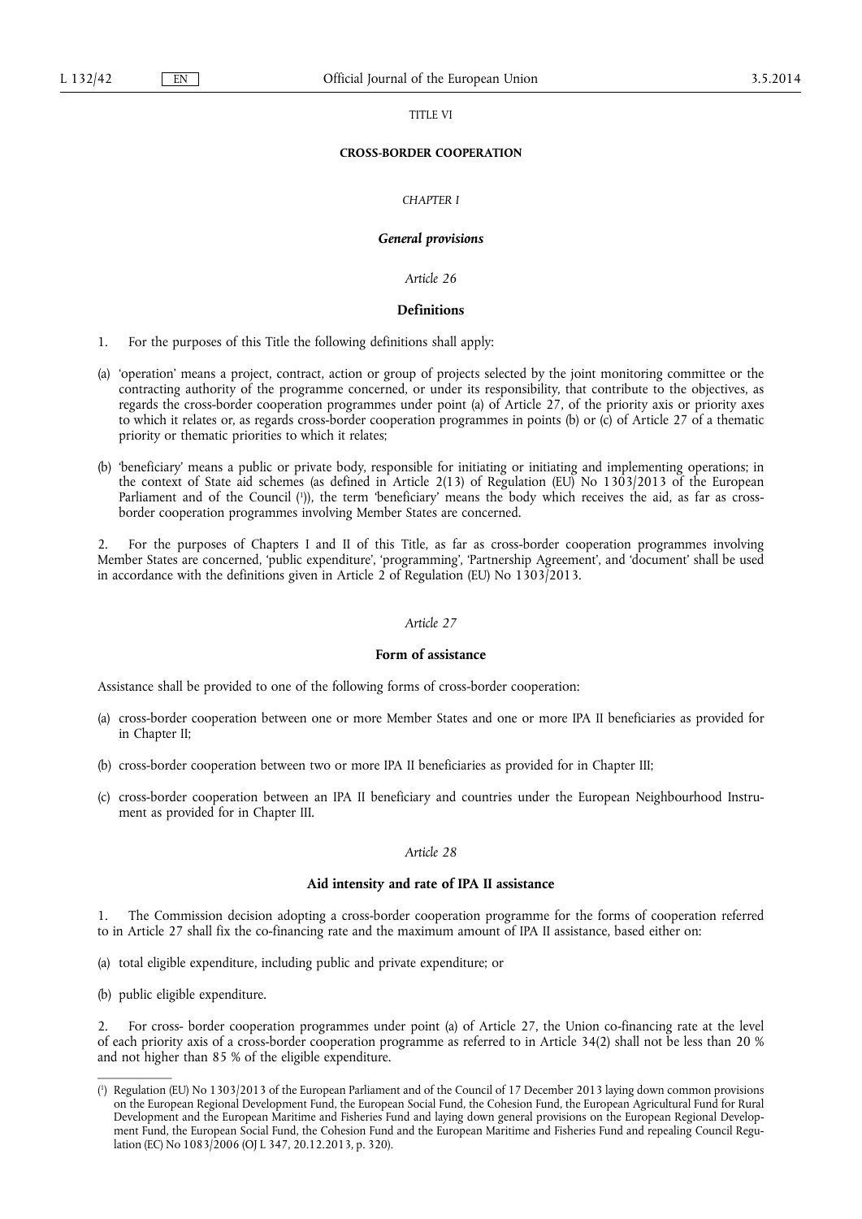TITLE VI

**CROSS-BORDER COOPERATION**

*CHAPTER I*

***General provisions***

*Article 26*

**Definitions**

1. For the purposes of this Title the following definitions shall apply:

(a) 'operation' means a project, contract, action or group of projects selected by the joint monitoring committee or the contracting authority of the programme concerned, or under its responsibility, that contribute to the objectives, as regards the cross-border cooperation programmes under point (a) of Article 27, of the priority axis or priority axes to which it relates or, as regards cross-border cooperation programmes in points (b) or (c) of Article 27 of a thematic priority or thematic priorities to which it relates;

(b) 'beneficiary' means a public or private body, responsible for initiating or initiating and implementing operations; in the context of State aid schemes (as defined in Article 2(13) of Regulation (EU) No 1303/2013 of the European Parliament and of the Council [1]), the term 'beneficiary' means the body which receives the aid, as far as cross-border cooperation programmes involving Member States are concerned.

2. For the purposes of Chapters I and II of this Title, as far as cross-border cooperation programmes involving Member States are concerned, 'public expenditure', 'programming', 'Partnership Agreement', and 'document' shall be used in accordance with the definitions given in Article 2 of Regulation (EU) No 1303/2013.

*Article 27*

**Form of assistance**

Assistance shall be provided to one of the following forms of cross-border cooperation:

(a) cross-border cooperation between one or more Member States and one or more IPA II beneficiaries as provided for in Chapter II;

(b) cross-border cooperation between two or more IPA II beneficiaries as provided for in Chapter III;

(c) cross-border cooperation between an IPA II beneficiary and countries under the European Neighbourhood Instrument as provided for in Chapter III.

*Article 28*

**Aid intensity and rate of IPA II assistance**

1. The Commission decision adopting a cross-border cooperation programme for the forms of cooperation referred to in Article 27 shall fix the co-financing rate and the maximum amount of IPA II assistance, based either on:

(a) total eligible expenditure, including public and private expenditure; or

(b) public eligible expenditure.

2. For cross- border cooperation programmes under point (a) of Article 27, the Union co-financing rate at the level of each priority axis of a cross-border cooperation programme as referred to in Article 34(2) shall not be less than 20 % and not higher than 85 % of the eligible expenditure.

---

[1] Regulation (EU) No 1303/2013 of the European Parliament and of the Council of 17 December 2013 laying down common provisions on the European Regional Development Fund, the European Social Fund, the Cohesion Fund, the European Agricultural Fund for Rural Development and the European Maritime and Fisheries Fund and laying down general provisions on the European Regional Development Fund, the European Social Fund, the Cohesion Fund and the European Maritime and Fisheries Fund and repealing Council Regulation (EC) No 1083/2006 (OJ L 347, 20.12.2013, p. 320).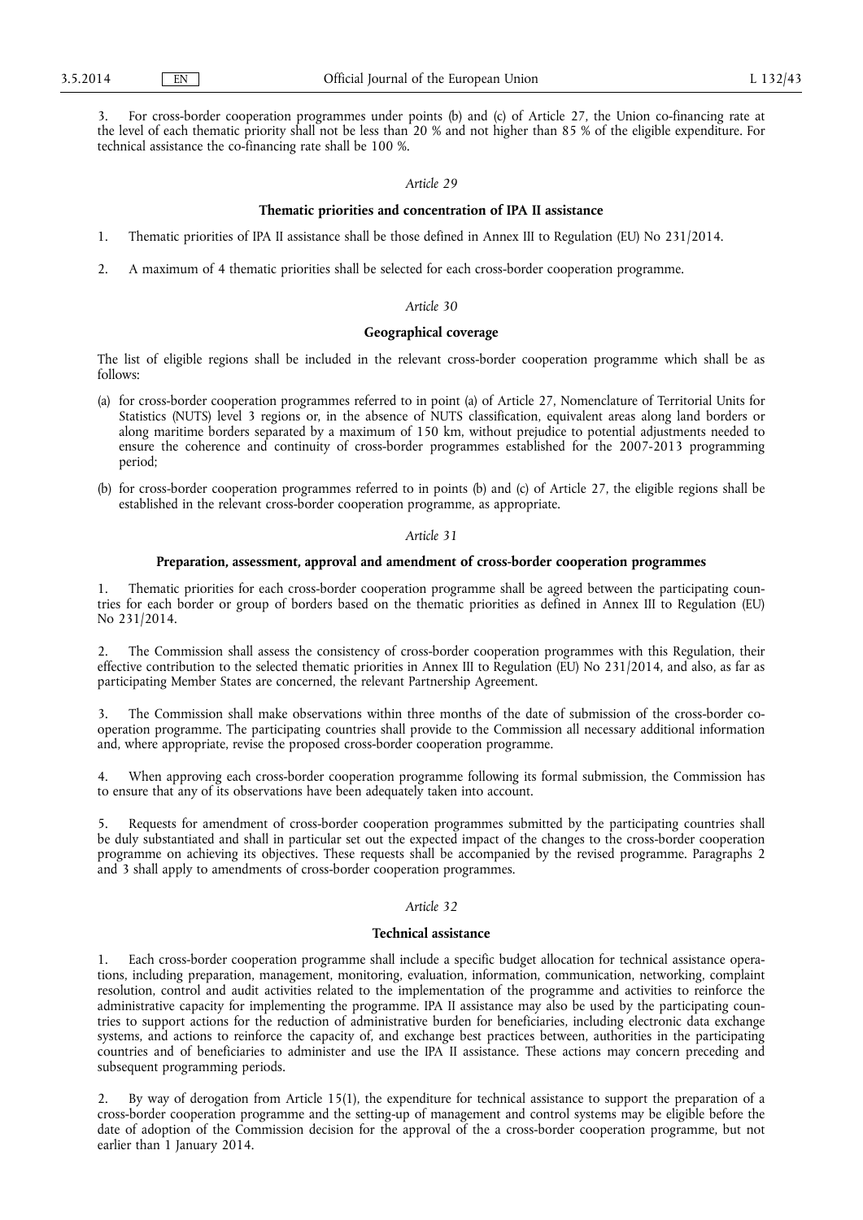3. For cross-border cooperation programmes under points (b) and (c) of Article 27, the Union co-financing rate at the level of each thematic priority shall not be less than 20 % and not higher than 85 % of the eligible expenditure. For technical assistance the co-financing rate shall be 100 %.

*Article 29*

**Thematic priorities and concentration of IPA II assistance**

1. Thematic priorities of IPA II assistance shall be those defined in Annex III to Regulation (EU) No 231/2014.

2. A maximum of 4 thematic priorities shall be selected for each cross-border cooperation programme.

*Article 30*

**Geographical coverage**

The list of eligible regions shall be included in the relevant cross-border cooperation programme which shall be as follows:

(a) for cross-border cooperation programmes referred to in point (a) of Article 27, Nomenclature of Territorial Units for Statistics (NUTS) level 3 regions or, in the absence of NUTS classification, equivalent areas along land borders or along maritime borders separated by a maximum of 150 km, without prejudice to potential adjustments needed to ensure the coherence and continuity of cross-border programmes established for the 2007-2013 programming period;

(b) for cross-border cooperation programmes referred to in points (b) and (c) of Article 27, the eligible regions shall be established in the relevant cross-border cooperation programme, as appropriate.

*Article 31*

**Preparation, assessment, approval and amendment of cross-border cooperation programmes**

1. Thematic priorities for each cross-border cooperation programme shall be agreed between the participating countries for each border or group of borders based on the thematic priorities as defined in Annex III to Regulation (EU) No 231/2014.

2. The Commission shall assess the consistency of cross-border cooperation programmes with this Regulation, their effective contribution to the selected thematic priorities in Annex III to Regulation (EU) No 231/2014, and also, as far as participating Member States are concerned, the relevant Partnership Agreement.

3. The Commission shall make observations within three months of the date of submission of the cross-border co-operation programme. The participating countries shall provide to the Commission all necessary additional information and, where appropriate, revise the proposed cross-border cooperation programme.

4. When approving each cross-border cooperation programme following its formal submission, the Commission has to ensure that any of its observations have been adequately taken into account.

5. Requests for amendment of cross-border cooperation programmes submitted by the participating countries shall be duly substantiated and shall in particular set out the expected impact of the changes to the cross-border cooperation programme on achieving its objectives. These requests shall be accompanied by the revised programme. Paragraphs 2 and 3 shall apply to amendments of cross-border cooperation programmes.

*Article 32*

**Technical assistance**

1. Each cross-border cooperation programme shall include a specific budget allocation for technical assistance operations, including preparation, management, monitoring, evaluation, information, communication, networking, complaint resolution, control and audit activities related to the implementation of the programme and activities to reinforce the administrative capacity for implementing the programme. IPA II assistance may also be used by the participating countries to support actions for the reduction of administrative burden for beneficiaries, including electronic data exchange systems, and actions to reinforce the capacity of, and exchange best practices between, authorities in the participating countries and of beneficiaries to administer and use the IPA II assistance. These actions may concern preceding and subsequent programming periods.

2. By way of derogation from Article 15(1), the expenditure for technical assistance to support the preparation of a cross-border cooperation programme and the setting-up of management and control systems may be eligible before the date of adoption of the Commission decision for the approval of the a cross-border cooperation programme, but not earlier than 1 January 2014.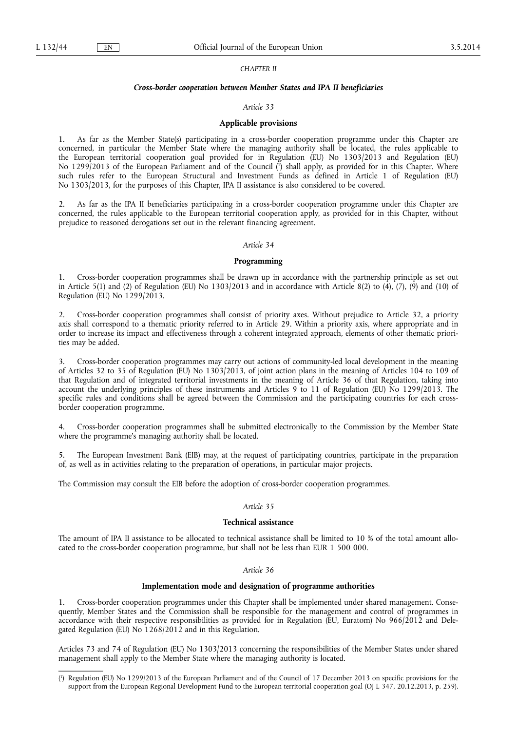*CHAPTER II*

***Cross-border cooperation between Member States and IPA II beneficiaries***

*Article 33*

**Applicable provisions**

1. As far as the Member State(s) participating in a cross-border cooperation programme under this Chapter are concerned, in particular the Member State where the managing authority shall be located, the rules applicable to the European territorial cooperation goal provided for in Regulation (EU) No 1303/2013 and Regulation (EU) No 1299/2013 of the European Parliament and of the Council [1] shall apply, as provided for in this Chapter. Where such rules refer to the European Structural and Investment Funds as defined in Article 1 of Regulation (EU) No 1303/2013, for the purposes of this Chapter, IPA II assistance is also considered to be covered.

2. As far as the IPA II beneficiaries participating in a cross-border cooperation programme under this Chapter are concerned, the rules applicable to the European territorial cooperation apply, as provided for in this Chapter, without prejudice to reasoned derogations set out in the relevant financing agreement.

*Article 34*

**Programming**

1. Cross-border cooperation programmes shall be drawn up in accordance with the partnership principle as set out in Article 5(1) and (2) of Regulation (EU) No 1303/2013 and in accordance with Article 8(2) to (4), (7), (9) and (10) of Regulation (EU) No 1299/2013.

2. Cross-border cooperation programmes shall consist of priority axes. Without prejudice to Article 32, a priority axis shall correspond to a thematic priority referred to in Article 29. Within a priority axis, where appropriate and in order to increase its impact and effectiveness through a coherent integrated approach, elements of other thematic priorities may be added.

3. Cross-border cooperation programmes may carry out actions of community-led local development in the meaning of Articles 32 to 35 of Regulation (EU) No 1303/2013, of joint action plans in the meaning of Articles 104 to 109 of that Regulation and of integrated territorial investments in the meaning of Article 36 of that Regulation, taking into account the underlying principles of these instruments and Articles 9 to 11 of Regulation (EU) No 1299/2013. The specific rules and conditions shall be agreed between the Commission and the participating countries for each cross-border cooperation programme.

4. Cross-border cooperation programmes shall be submitted electronically to the Commission by the Member State where the programme's managing authority shall be located.

5. The European Investment Bank (EIB) may, at the request of participating countries, participate in the preparation of, as well as in activities relating to the preparation of operations, in particular major projects.

The Commission may consult the EIB before the adoption of cross-border cooperation programmes.

*Article 35*

**Technical assistance**

The amount of IPA II assistance to be allocated to technical assistance shall be limited to 10 % of the total amount allocated to the cross-border cooperation programme, but shall not be less than EUR 1 500 000.

*Article 36*

**Implementation mode and designation of programme authorities**

1. Cross-border cooperation programmes under this Chapter shall be implemented under shared management. Consequently, Member States and the Commission shall be responsible for the management and control of programmes in accordance with their respective responsibilities as provided for in Regulation (EU, Euratom) No 966/2012 and Delegated Regulation (EU) No 1268/2012 and in this Regulation.

Articles 73 and 74 of Regulation (EU) No 1303/2013 concerning the responsibilities of the Member States under shared management shall apply to the Member State where the managing authority is located.

---

[1] Regulation (EU) No 1299/2013 of the European Parliament and of the Council of 17 December 2013 on specific provisions for the support from the European Regional Development Fund to the European territorial cooperation goal (OJ L 347, 20.12.2013, p. 259).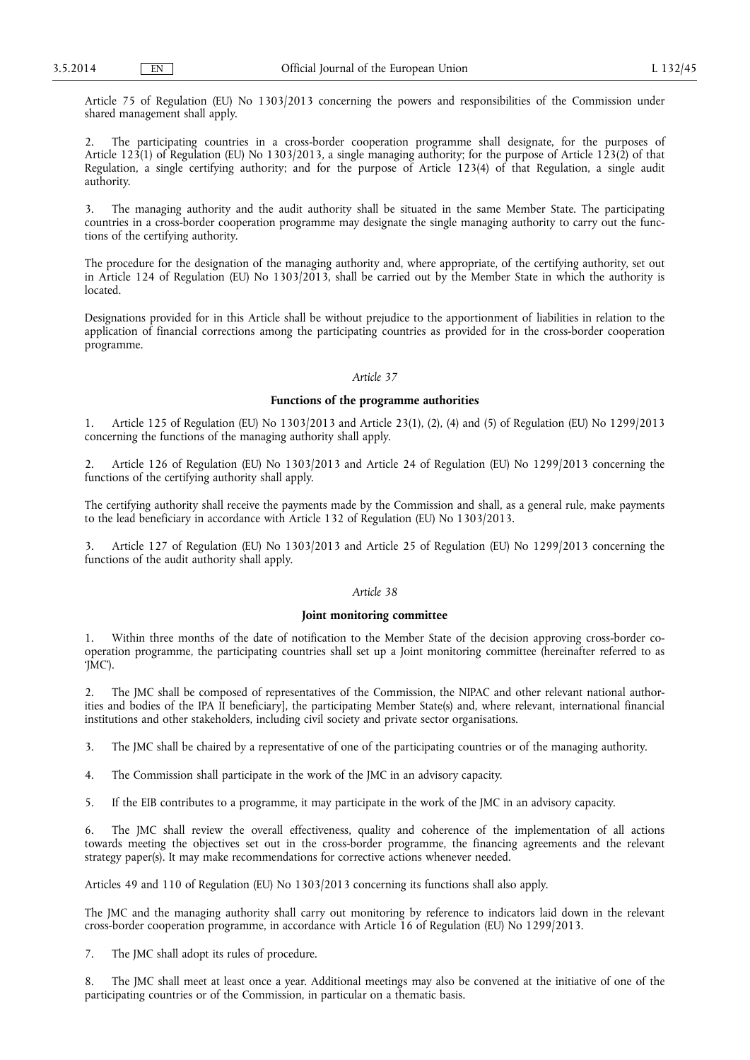Article 75 of Regulation (EU) No 1303/2013 concerning the powers and responsibilities of the Commission under shared management shall apply.

2. The participating countries in a cross-border cooperation programme shall designate, for the purposes of Article 123(1) of Regulation (EU) No 1303/2013, a single managing authority; for the purpose of Article 123(2) of that Regulation, a single certifying authority; and for the purpose of Article 123(4) of that Regulation, a single audit authority.

3. The managing authority and the audit authority shall be situated in the same Member State. The participating countries in a cross-border cooperation programme may designate the single managing authority to carry out the functions of the certifying authority.

The procedure for the designation of the managing authority and, where appropriate, of the certifying authority, set out in Article 124 of Regulation (EU) No 1303/2013, shall be carried out by the Member State in which the authority is located.

Designations provided for in this Article shall be without prejudice to the apportionment of liabilities in relation to the application of financial corrections among the participating countries as provided for in the cross-border cooperation programme.

*Article 37*

**Functions of the programme authorities**

1. Article 125 of Regulation (EU) No 1303/2013 and Article 23(1), (2), (4) and (5) of Regulation (EU) No 1299/2013 concerning the functions of the managing authority shall apply.

2. Article 126 of Regulation (EU) No 1303/2013 and Article 24 of Regulation (EU) No 1299/2013 concerning the functions of the certifying authority shall apply.

The certifying authority shall receive the payments made by the Commission and shall, as a general rule, make payments to the lead beneficiary in accordance with Article 132 of Regulation (EU) No 1303/2013.

3. Article 127 of Regulation (EU) No 1303/2013 and Article 25 of Regulation (EU) No 1299/2013 concerning the functions of the audit authority shall apply.

*Article 38*

**Joint monitoring committee**

1. Within three months of the date of notification to the Member State of the decision approving cross-border co-operation programme, the participating countries shall set up a Joint monitoring committee (hereinafter referred to as 'JMC').

2. The JMC shall be composed of representatives of the Commission, the NIPAC and other relevant national authorities and bodies of the IPA II beneficiary], the participating Member State(s) and, where relevant, international financial institutions and other stakeholders, including civil society and private sector organisations.

3. The JMC shall be chaired by a representative of one of the participating countries or of the managing authority.

4. The Commission shall participate in the work of the JMC in an advisory capacity.

5. If the EIB contributes to a programme, it may participate in the work of the JMC in an advisory capacity.

6. The JMC shall review the overall effectiveness, quality and coherence of the implementation of all actions towards meeting the objectives set out in the cross-border programme, the financing agreements and the relevant strategy paper(s). It may make recommendations for corrective actions whenever needed.

Articles 49 and 110 of Regulation (EU) No 1303/2013 concerning its functions shall also apply.

The JMC and the managing authority shall carry out monitoring by reference to indicators laid down in the relevant cross-border cooperation programme, in accordance with Article 16 of Regulation (EU) No 1299/2013.

7. The JMC shall adopt its rules of procedure.

8. The JMC shall meet at least once a year. Additional meetings may also be convened at the initiative of one of the participating countries or of the Commission, in particular on a thematic basis.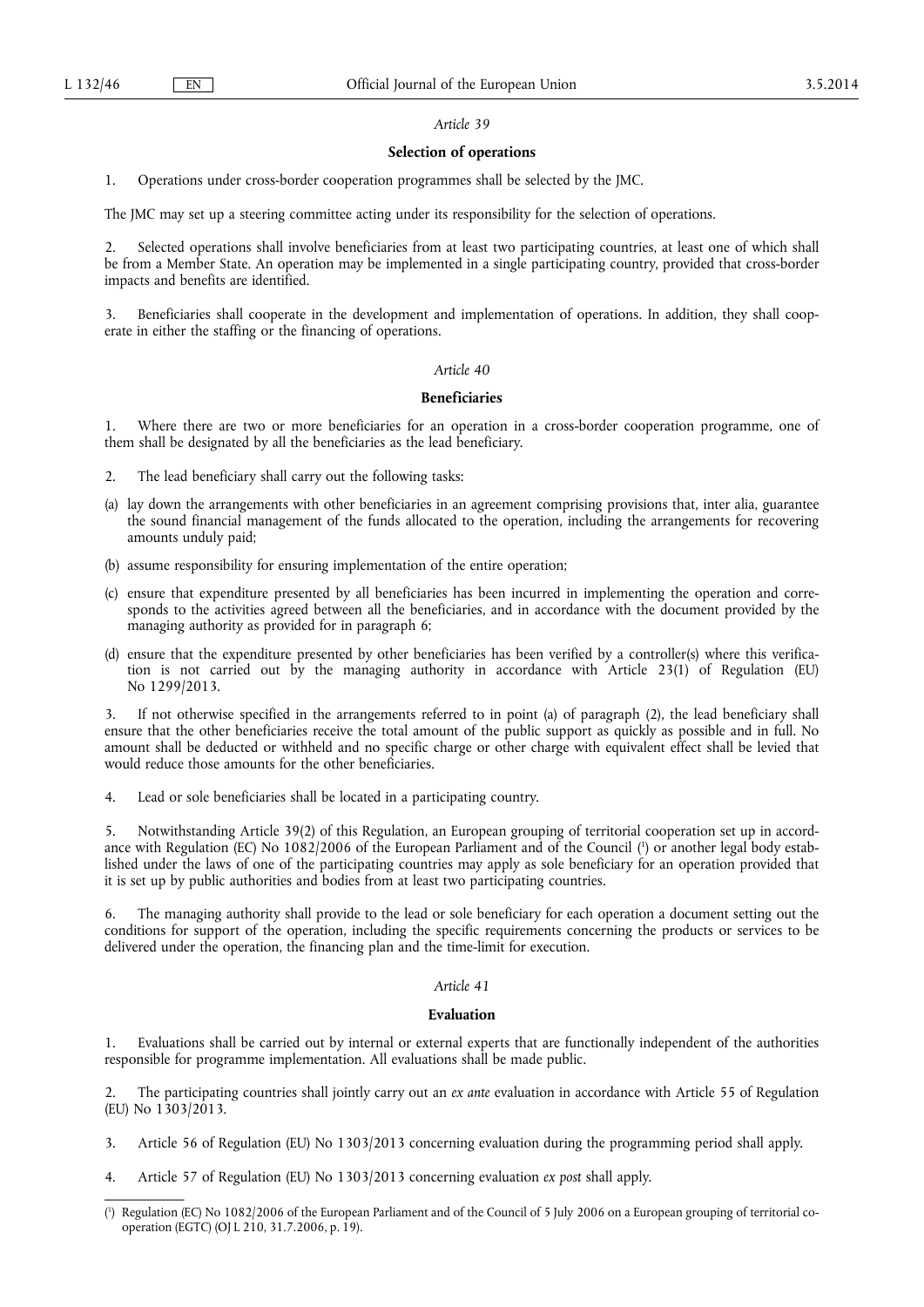*Article 39*

**Selection of operations**

1. Operations under cross-border cooperation programmes shall be selected by the JMC.

The JMC may set up a steering committee acting under its responsibility for the selection of operations.

2. Selected operations shall involve beneficiaries from at least two participating countries, at least one of which shall be from a Member State. An operation may be implemented in a single participating country, provided that cross-border impacts and benefits are identified.

3. Beneficiaries shall cooperate in the development and implementation of operations. In addition, they shall cooperate in either the staffing or the financing of operations.

*Article 40*

**Beneficiaries**

1. Where there are two or more beneficiaries for an operation in a cross-border cooperation programme, one of them shall be designated by all the beneficiaries as the lead beneficiary.

2. The lead beneficiary shall carry out the following tasks:

(a) lay down the arrangements with other beneficiaries in an agreement comprising provisions that, inter alia, guarantee the sound financial management of the funds allocated to the operation, including the arrangements for recovering amounts unduly paid;

(b) assume responsibility for ensuring implementation of the entire operation;

(c) ensure that expenditure presented by all beneficiaries has been incurred in implementing the operation and corresponds to the activities agreed between all the beneficiaries, and in accordance with the document provided by the managing authority as provided for in paragraph 6;

(d) ensure that the expenditure presented by other beneficiaries has been verified by a controller(s) where this verification is not carried out by the managing authority in accordance with Article 23(1) of Regulation (EU) No 1299/2013.

3. If not otherwise specified in the arrangements referred to in point (a) of paragraph (2), the lead beneficiary shall ensure that the other beneficiaries receive the total amount of the public support as quickly as possible and in full. No amount shall be deducted or withheld and no specific charge or other charge with equivalent effect shall be levied that would reduce those amounts for the other beneficiaries.

4. Lead or sole beneficiaries shall be located in a participating country.

5. Notwithstanding Article 39(2) of this Regulation, an European grouping of territorial cooperation set up in accordance with Regulation (EC) No 1082/2006 of the European Parliament and of the Council [1] or another legal body established under the laws of one of the participating countries may apply as sole beneficiary for an operation provided that it is set up by public authorities and bodies from at least two participating countries.

6. The managing authority shall provide to the lead or sole beneficiary for each operation a document setting out the conditions for support of the operation, including the specific requirements concerning the products or services to be delivered under the operation, the financing plan and the time-limit for execution.

*Article 41*

**Evaluation**

1. Evaluations shall be carried out by internal or external experts that are functionally independent of the authorities responsible for programme implementation. All evaluations shall be made public.

2. The participating countries shall jointly carry out an *ex ante* evaluation in accordance with Article 55 of Regulation (EU) No 1303/2013.

3. Article 56 of Regulation (EU) No 1303/2013 concerning evaluation during the programming period shall apply.

4. Article 57 of Regulation (EU) No 1303/2013 concerning evaluation *ex post* shall apply.

---

[1] Regulation (EC) No 1082/2006 of the European Parliament and of the Council of 5 July 2006 on a European grouping of territorial cooperation (EGTC) (OJ L 210, 31.7.2006, p. 19).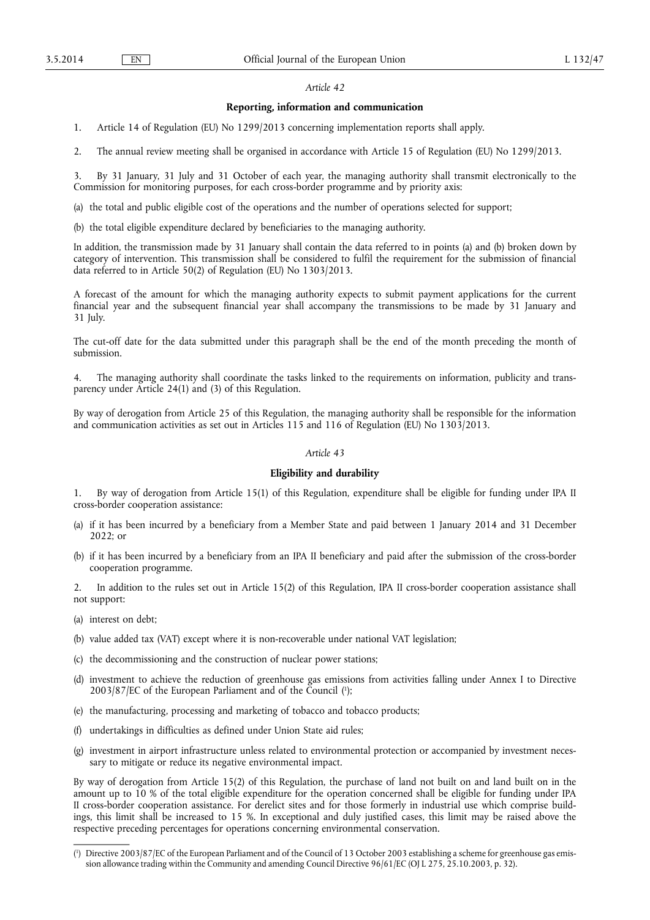*Article 42*

**Reporting, information and communication**

1. Article 14 of Regulation (EU) No 1299/2013 concerning implementation reports shall apply.

2. The annual review meeting shall be organised in accordance with Article 15 of Regulation (EU) No 1299/2013.

3. By 31 January, 31 July and 31 October of each year, the managing authority shall transmit electronically to the Commission for monitoring purposes, for each cross-border programme and by priority axis:

(a) the total and public eligible cost of the operations and the number of operations selected for support;

(b) the total eligible expenditure declared by beneficiaries to the managing authority.

In addition, the transmission made by 31 January shall contain the data referred to in points (a) and (b) broken down by category of intervention. This transmission shall be considered to fulfil the requirement for the submission of financial data referred to in Article 50(2) of Regulation (EU) No 1303/2013.

A forecast of the amount for which the managing authority expects to submit payment applications for the current financial year and the subsequent financial year shall accompany the transmissions to be made by 31 January and 31 July.

The cut-off date for the data submitted under this paragraph shall be the end of the month preceding the month of submission.

4. The managing authority shall coordinate the tasks linked to the requirements on information, publicity and transparency under Article 24(1) and (3) of this Regulation.

By way of derogation from Article 25 of this Regulation, the managing authority shall be responsible for the information and communication activities as set out in Articles 115 and 116 of Regulation (EU) No 1303/2013.

*Article 43*

**Eligibility and durability**

1. By way of derogation from Article 15(1) of this Regulation, expenditure shall be eligible for funding under IPA II cross-border cooperation assistance:

(a) if it has been incurred by a beneficiary from a Member State and paid between 1 January 2014 and 31 December 2022; or

(b) if it has been incurred by a beneficiary from an IPA II beneficiary and paid after the submission of the cross-border cooperation programme.

2. In addition to the rules set out in Article 15(2) of this Regulation, IPA II cross-border cooperation assistance shall not support:

(a) interest on debt;

(b) value added tax (VAT) except where it is non-recoverable under national VAT legislation;

(c) the decommissioning and the construction of nuclear power stations;

(d) investment to achieve the reduction of greenhouse gas emissions from activities falling under Annex I to Directive 2003/87/EC of the European Parliament and of the Council [1];

(e) the manufacturing, processing and marketing of tobacco and tobacco products;

(f) undertakings in difficulties as defined under Union State aid rules;

(g) investment in airport infrastructure unless related to environmental protection or accompanied by investment necessary to mitigate or reduce its negative environmental impact.

By way of derogation from Article 15(2) of this Regulation, the purchase of land not built on and land built on in the amount up to 10 % of the total eligible expenditure for the operation concerned shall be eligible for funding under IPA II cross-border cooperation assistance. For derelict sites and for those formerly in industrial use which comprise buildings, this limit shall be increased to 15 %. In exceptional and duly justified cases, this limit may be raised above the respective preceding percentages for operations concerning environmental conservation.

---

[1] Directive 2003/87/EC of the European Parliament and of the Council of 13 October 2003 establishing a scheme for greenhouse gas emission allowance trading within the Community and amending Council Directive 96/61/EC (OJ L 275, 25.10.2003, p. 32).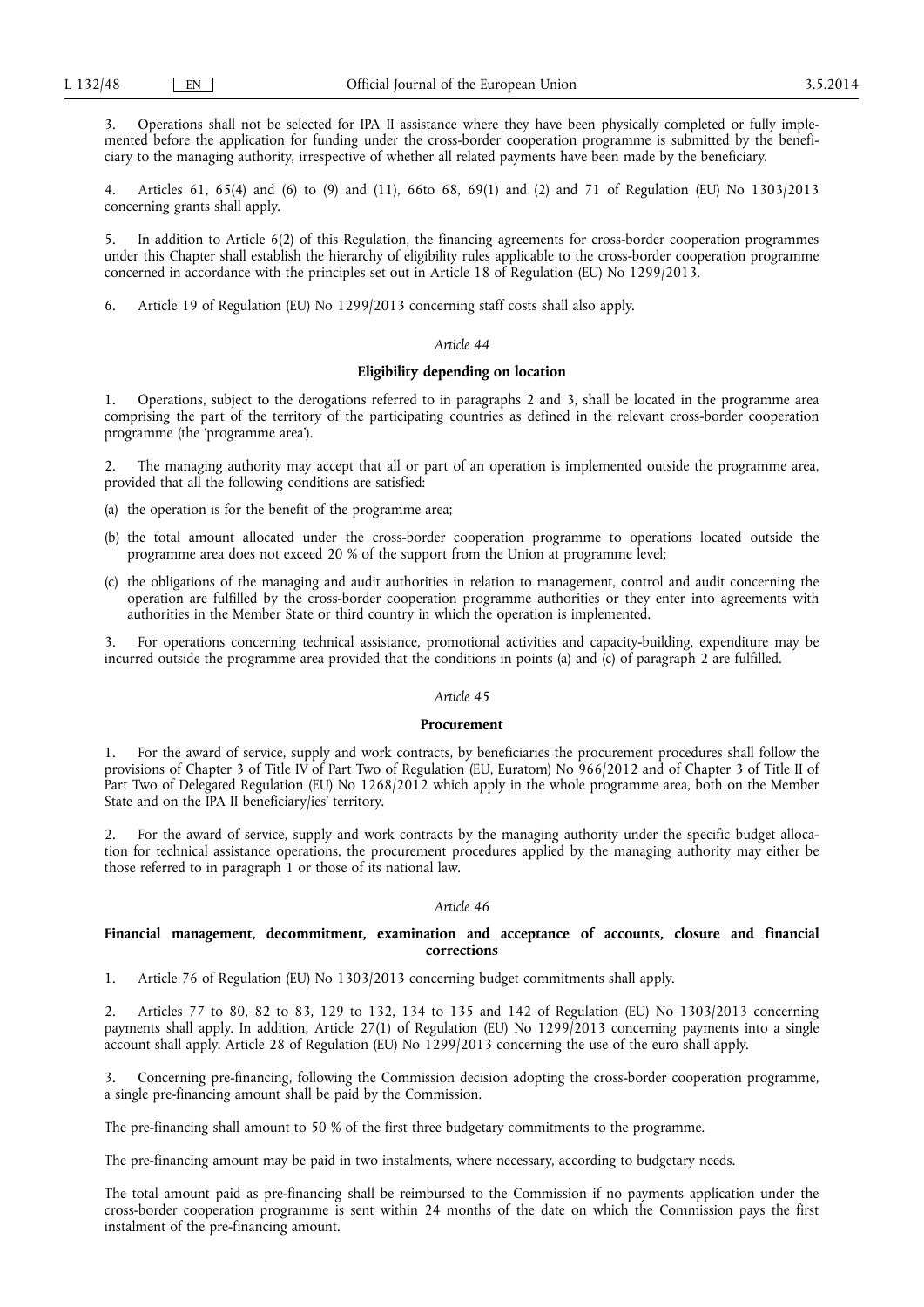3. Operations shall not be selected for IPA II assistance where they have been physically completed or fully implemented before the application for funding under the cross-border cooperation programme is submitted by the beneficiary to the managing authority, irrespective of whether all related payments have been made by the beneficiary.

4. Articles 61, 65(4) and (6) to (9) and (11), 66to 68, 69(1) and (2) and 71 of Regulation (EU) No 1303/2013 concerning grants shall apply.

5. In addition to Article 6(2) of this Regulation, the financing agreements for cross-border cooperation programmes under this Chapter shall establish the hierarchy of eligibility rules applicable to the cross-border cooperation programme concerned in accordance with the principles set out in Article 18 of Regulation (EU) No 1299/2013.

6. Article 19 of Regulation (EU) No 1299/2013 concerning staff costs shall also apply.

*Article 44*

**Eligibility depending on location**

1. Operations, subject to the derogations referred to in paragraphs 2 and 3, shall be located in the programme area comprising the part of the territory of the participating countries as defined in the relevant cross-border cooperation programme (the 'programme area').

2. The managing authority may accept that all or part of an operation is implemented outside the programme area, provided that all the following conditions are satisfied:

(a) the operation is for the benefit of the programme area;

(b) the total amount allocated under the cross-border cooperation programme to operations located outside the programme area does not exceed 20 % of the support from the Union at programme level;

(c) the obligations of the managing and audit authorities in relation to management, control and audit concerning the operation are fulfilled by the cross-border cooperation programme authorities or they enter into agreements with authorities in the Member State or third country in which the operation is implemented.

3. For operations concerning technical assistance, promotional activities and capacity-building, expenditure may be incurred outside the programme area provided that the conditions in points (a) and (c) of paragraph 2 are fulfilled.

*Article 45*

**Procurement**

1. For the award of service, supply and work contracts, by beneficiaries the procurement procedures shall follow the provisions of Chapter 3 of Title IV of Part Two of Regulation (EU, Euratom) No 966/2012 and of Chapter 3 of Title II of Part Two of Delegated Regulation (EU) No 1268/2012 which apply in the whole programme area, both on the Member State and on the IPA II beneficiary/ies' territory.

2. For the award of service, supply and work contracts by the managing authority under the specific budget allocation for technical assistance operations, the procurement procedures applied by the managing authority may either be those referred to in paragraph 1 or those of its national law.

*Article 46*

**Financial management, decommitment, examination and acceptance of accounts, closure and financial corrections**

1. Article 76 of Regulation (EU) No 1303/2013 concerning budget commitments shall apply.

2. Articles 77 to 80, 82 to 83, 129 to 132, 134 to 135 and 142 of Regulation (EU) No 1303/2013 concerning payments shall apply. In addition, Article 27(1) of Regulation (EU) No 1299/2013 concerning payments into a single account shall apply. Article 28 of Regulation (EU) No 1299/2013 concerning the use of the euro shall apply.

3. Concerning pre-financing, following the Commission decision adopting the cross-border cooperation programme, a single pre-financing amount shall be paid by the Commission.

The pre-financing shall amount to 50 % of the first three budgetary commitments to the programme.

The pre-financing amount may be paid in two instalments, where necessary, according to budgetary needs.

The total amount paid as pre-financing shall be reimbursed to the Commission if no payments application under the cross-border cooperation programme is sent within 24 months of the date on which the Commission pays the first instalment of the pre-financing amount.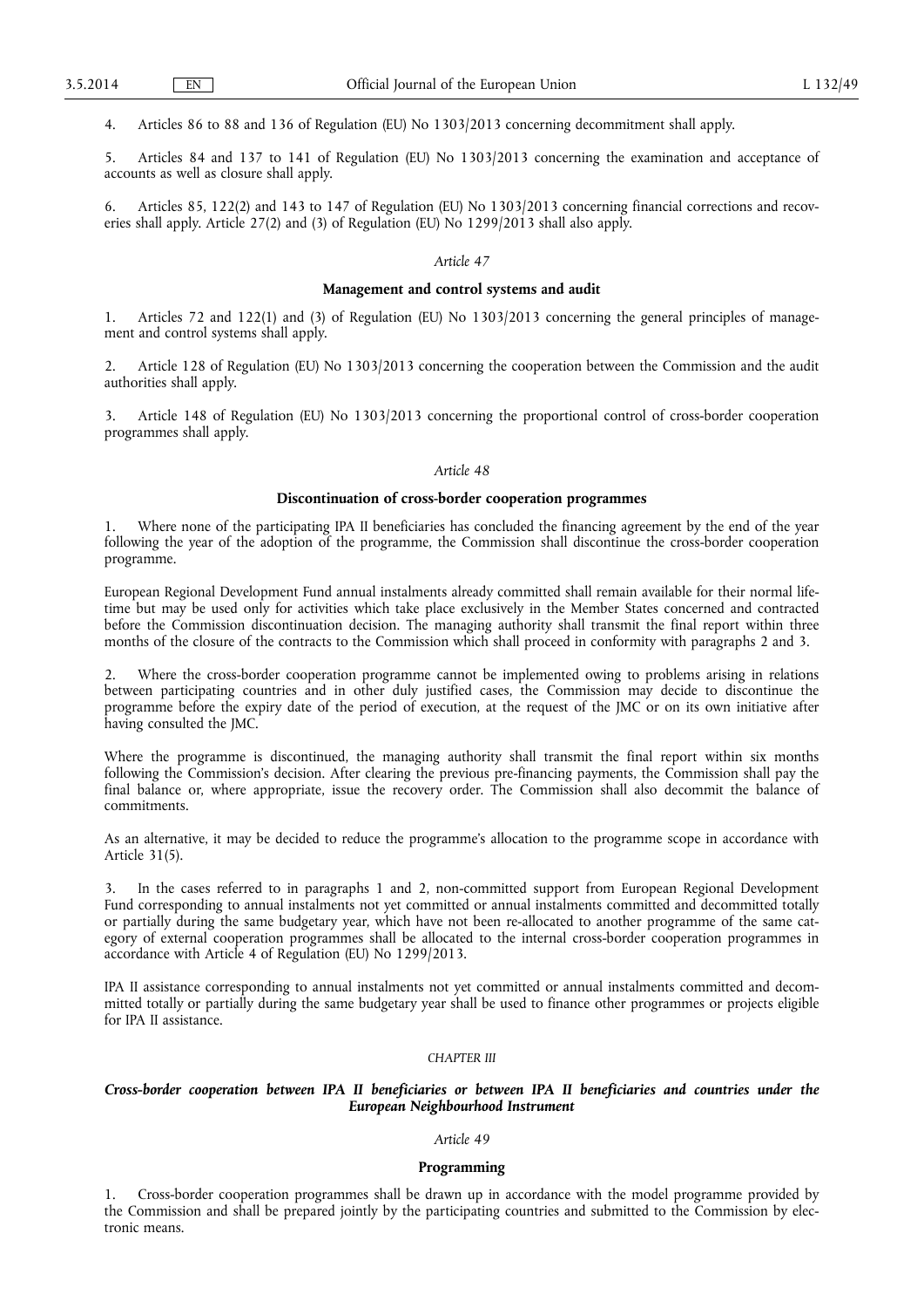4. Articles 86 to 88 and 136 of Regulation (EU) No 1303/2013 concerning decommitment shall apply.

5. Articles 84 and 137 to 141 of Regulation (EU) No 1303/2013 concerning the examination and acceptance of accounts as well as closure shall apply.

6. Articles 85, 122(2) and 143 to 147 of Regulation (EU) No 1303/2013 concerning financial corrections and recoveries shall apply. Article 27(2) and (3) of Regulation (EU) No 1299/2013 shall also apply.

*Article 47*

**Management and control systems and audit**

1. Articles 72 and 122(1) and (3) of Regulation (EU) No 1303/2013 concerning the general principles of management and control systems shall apply.

2. Article 128 of Regulation (EU) No 1303/2013 concerning the cooperation between the Commission and the audit authorities shall apply.

3. Article 148 of Regulation (EU) No 1303/2013 concerning the proportional control of cross-border cooperation programmes shall apply.

*Article 48*

**Discontinuation of cross-border cooperation programmes**

1. Where none of the participating IPA II beneficiaries has concluded the financing agreement by the end of the year following the year of the adoption of the programme, the Commission shall discontinue the cross-border cooperation programme.

European Regional Development Fund annual instalments already committed shall remain available for their normal lifetime but may be used only for activities which take place exclusively in the Member States concerned and contracted before the Commission discontinuation decision. The managing authority shall transmit the final report within three months of the closure of the contracts to the Commission which shall proceed in conformity with paragraphs 2 and 3.

2. Where the cross-border cooperation programme cannot be implemented owing to problems arising in relations between participating countries and in other duly justified cases, the Commission may decide to discontinue the programme before the expiry date of the period of execution, at the request of the JMC or on its own initiative after having consulted the JMC.

Where the programme is discontinued, the managing authority shall transmit the final report within six months following the Commission's decision. After clearing the previous pre-financing payments, the Commission shall pay the final balance or, where appropriate, issue the recovery order. The Commission shall also decommit the balance of commitments.

As an alternative, it may be decided to reduce the programme's allocation to the programme scope in accordance with Article 31(5).

3. In the cases referred to in paragraphs 1 and 2, non-committed support from European Regional Development Fund corresponding to annual instalments not yet committed or annual instalments committed and decommitted totally or partially during the same budgetary year, which have not been re-allocated to another programme of the same category of external cooperation programmes shall be allocated to the internal cross-border cooperation programmes in accordance with Article 4 of Regulation (EU) No 1299/2013.

IPA II assistance corresponding to annual instalments not yet committed or annual instalments committed and decommitted totally or partially during the same budgetary year shall be used to finance other programmes or projects eligible for IPA II assistance.

*CHAPTER III*

***Cross-border cooperation between IPA II beneficiaries or between IPA II beneficiaries and countries under the European Neighbourhood Instrument***

*Article 49*

**Programming**

1. Cross-border cooperation programmes shall be drawn up in accordance with the model programme provided by the Commission and shall be prepared jointly by the participating countries and submitted to the Commission by electronic means.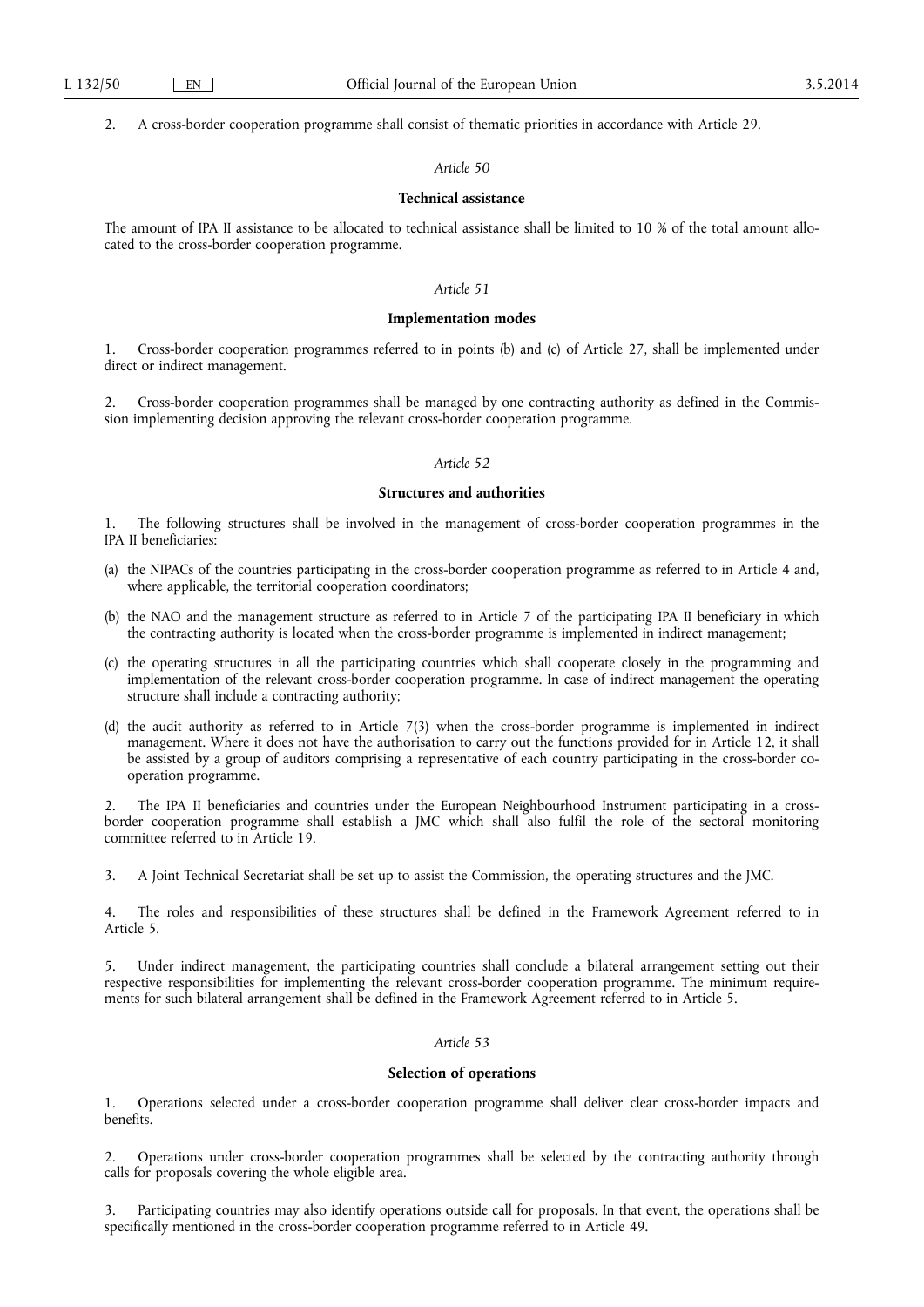2. A cross-border cooperation programme shall consist of thematic priorities in accordance with Article 29.

*Article 50*

**Technical assistance**

The amount of IPA II assistance to be allocated to technical assistance shall be limited to 10 % of the total amount allocated to the cross-border cooperation programme.

*Article 51*

**Implementation modes**

1. Cross-border cooperation programmes referred to in points (b) and (c) of Article 27, shall be implemented under direct or indirect management.

2. Cross-border cooperation programmes shall be managed by one contracting authority as defined in the Commission implementing decision approving the relevant cross-border cooperation programme.

*Article 52*

**Structures and authorities**

1. The following structures shall be involved in the management of cross-border cooperation programmes in the IPA II beneficiaries:

(a) the NIPACs of the countries participating in the cross-border cooperation programme as referred to in Article 4 and, where applicable, the territorial cooperation coordinators;

(b) the NAO and the management structure as referred to in Article 7 of the participating IPA II beneficiary in which the contracting authority is located when the cross-border programme is implemented in indirect management;

(c) the operating structures in all the participating countries which shall cooperate closely in the programming and implementation of the relevant cross-border cooperation programme. In case of indirect management the operating structure shall include a contracting authority;

(d) the audit authority as referred to in Article 7(3) when the cross-border programme is implemented in indirect management. Where it does not have the authorisation to carry out the functions provided for in Article 12, it shall be assisted by a group of auditors comprising a representative of each country participating in the cross-border cooperation programme.

2. The IPA II beneficiaries and countries under the European Neighbourhood Instrument participating in a cross-border cooperation programme shall establish a JMC which shall also fulfil the role of the sectoral monitoring committee referred to in Article 19.

3. A Joint Technical Secretariat shall be set up to assist the Commission, the operating structures and the JMC.

4. The roles and responsibilities of these structures shall be defined in the Framework Agreement referred to in Article 5.

5. Under indirect management, the participating countries shall conclude a bilateral arrangement setting out their respective responsibilities for implementing the relevant cross-border cooperation programme. The minimum requirements for such bilateral arrangement shall be defined in the Framework Agreement referred to in Article 5.

*Article 53*

**Selection of operations**

1. Operations selected under a cross-border cooperation programme shall deliver clear cross-border impacts and benefits.

2. Operations under cross-border cooperation programmes shall be selected by the contracting authority through calls for proposals covering the whole eligible area.

3. Participating countries may also identify operations outside call for proposals. In that event, the operations shall be specifically mentioned in the cross-border cooperation programme referred to in Article 49.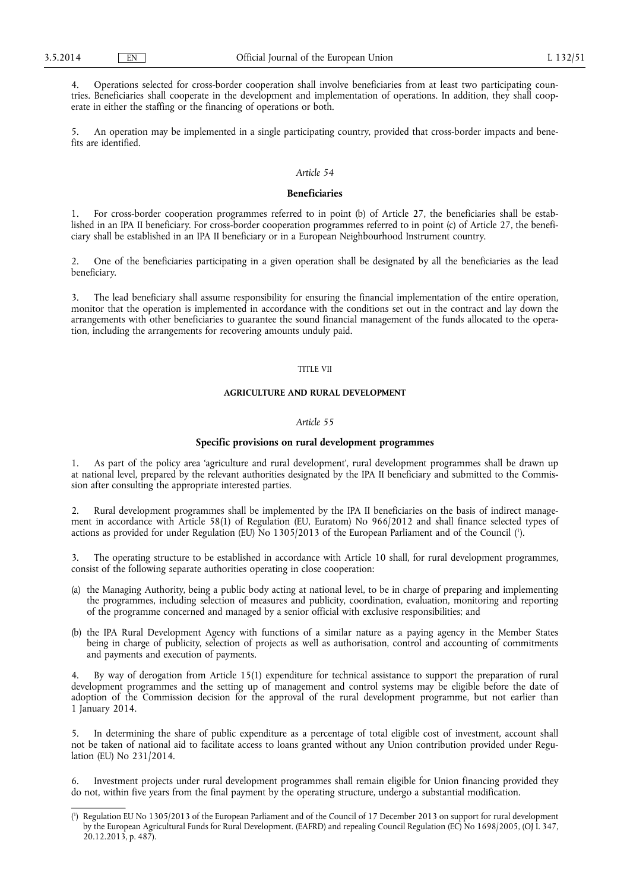4. Operations selected for cross-border cooperation shall involve beneficiaries from at least two participating countries. Beneficiaries shall cooperate in the development and implementation of operations. In addition, they shall cooperate in either the staffing or the financing of operations or both.

5. An operation may be implemented in a single participating country, provided that cross-border impacts and benefits are identified.

*Article 54*

**Beneficiaries**

1. For cross-border cooperation programmes referred to in point (b) of Article 27, the beneficiaries shall be established in an IPA II beneficiary. For cross-border cooperation programmes referred to in point (c) of Article 27, the beneficiary shall be established in an IPA II beneficiary or in a European Neighbourhood Instrument country.

2. One of the beneficiaries participating in a given operation shall be designated by all the beneficiaries as the lead beneficiary.

3. The lead beneficiary shall assume responsibility for ensuring the financial implementation of the entire operation, monitor that the operation is implemented in accordance with the conditions set out in the contract and lay down the arrangements with other beneficiaries to guarantee the sound financial management of the funds allocated to the operation, including the arrangements for recovering amounts unduly paid.

TITLE VII

**AGRICULTURE AND RURAL DEVELOPMENT**

*Article 55*

**Specific provisions on rural development programmes**

1. As part of the policy area 'agriculture and rural development', rural development programmes shall be drawn up at national level, prepared by the relevant authorities designated by the IPA II beneficiary and submitted to the Commission after consulting the appropriate interested parties.

2. Rural development programmes shall be implemented by the IPA II beneficiaries on the basis of indirect management in accordance with Article 58(1) of Regulation (EU, Euratom) No 966/2012 and shall finance selected types of actions as provided for under Regulation (EU) No 1305/2013 of the European Parliament and of the Council [1].

3. The operating structure to be established in accordance with Article 10 shall, for rural development programmes, consist of the following separate authorities operating in close cooperation:

(a) the Managing Authority, being a public body acting at national level, to be in charge of preparing and implementing the programmes, including selection of measures and publicity, coordination, evaluation, monitoring and reporting of the programme concerned and managed by a senior official with exclusive responsibilities; and

(b) the IPA Rural Development Agency with functions of a similar nature as a paying agency in the Member States being in charge of publicity, selection of projects as well as authorisation, control and accounting of commitments and payments and execution of payments.

4. By way of derogation from Article 15(1) expenditure for technical assistance to support the preparation of rural development programmes and the setting up of management and control systems may be eligible before the date of adoption of the Commission decision for the approval of the rural development programme, but not earlier than 1 January 2014.

5. In determining the share of public expenditure as a percentage of total eligible cost of investment, account shall not be taken of national aid to facilitate access to loans granted without any Union contribution provided under Regulation (EU) No 231/2014.

6. Investment projects under rural development programmes shall remain eligible for Union financing provided they do not, within five years from the final payment by the operating structure, undergo a substantial modification.

[1] Regulation EU No 1305/2013 of the European Parliament and of the Council of 17 December 2013 on support for rural development by the European Agricultural Funds for Rural Development. (EAFRD) and repealing Council Regulation (EC) No 1698/2005, (OJ L 347, 20.12.2013, p. 487).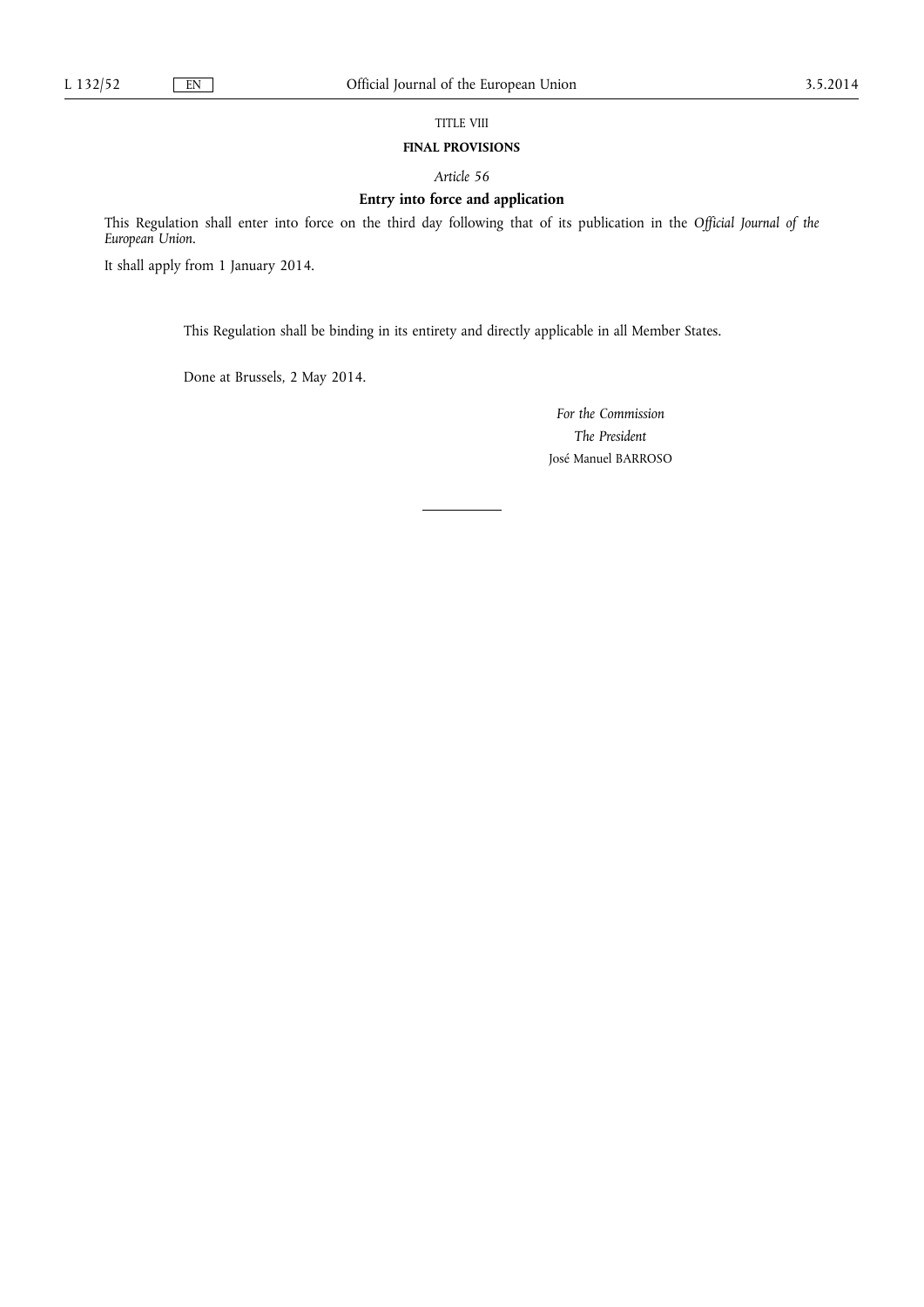TITLE VIII

**FINAL PROVISIONS**

*Article 56*

**Entry into force and application**

This Regulation shall enter into force on the third day following that of its publication in the *Official Journal of the European Union*.

It shall apply from 1 January 2014.

This Regulation shall be binding in its entirety and directly applicable in all Member States.

Done at Brussels, 2 May 2014.

*For the Commission*

*The President*

José Manuel BARROSO